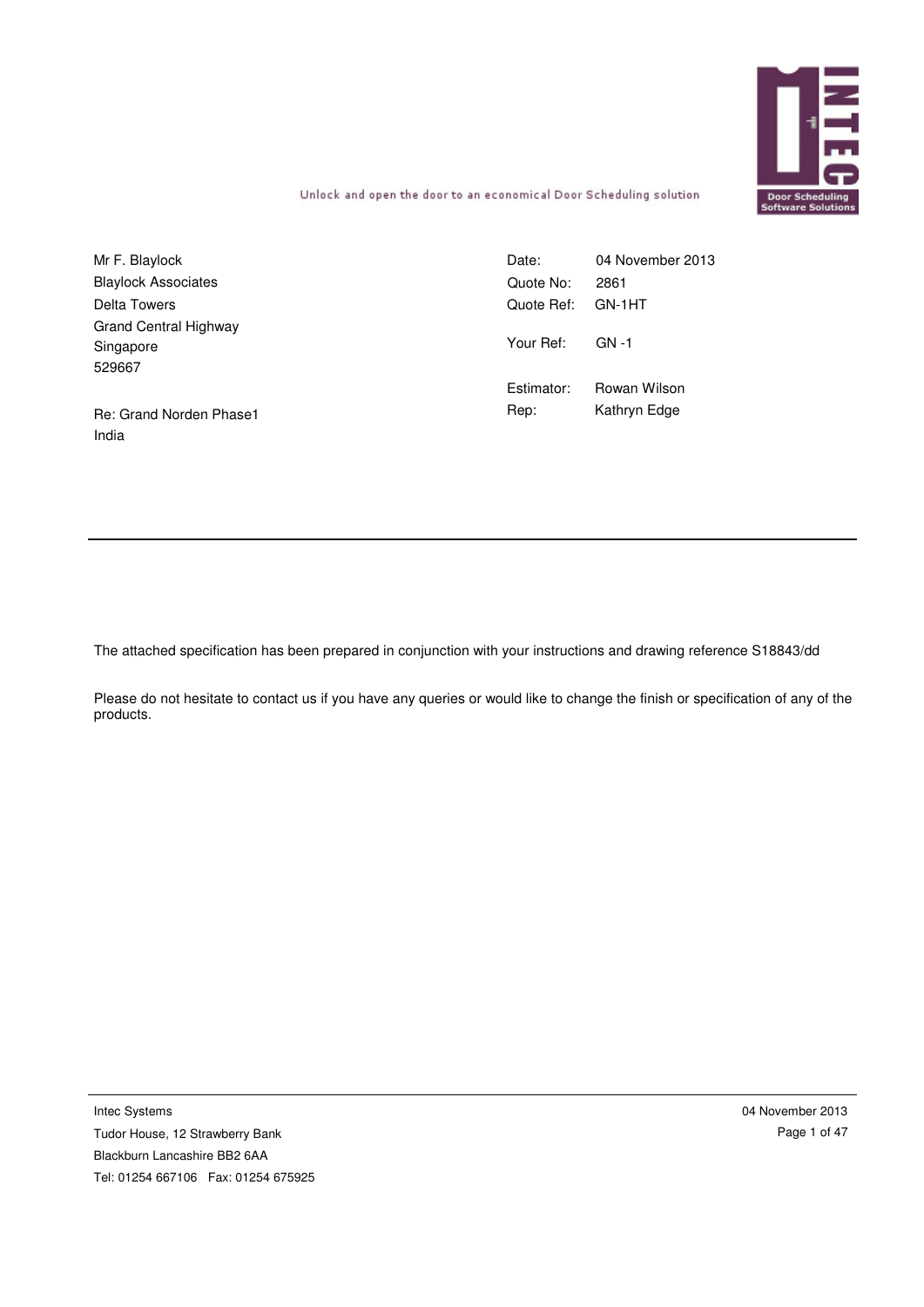Unlock and open the door to an economical Door Scheduling solution

Mr F. Blaylock
Blaylock Associates
Delta Towers
Grand Central Highway
Singapore
529667

Re: Grand Norden Phase1
India

| | |
|---|---|
| Date: | 04 November 2013 |
| Quote No: | 2861 |
| Quote Ref: | GN-1HT |
| Your Ref: | GN -1 |
| Estimator: | Rowan Wilson |
| Rep: | Kathryn Edge |

---

The attached specification has been prepared in conjunction with your instructions and drawing reference S18843/dd

Please do not hesitate to contact us if you have any queries or would like to change the finish or specification of any of the products.

Intec Systems
Tudor House, 12 Strawberry Bank
Blackburn Lancashire BB2 6AA
Tel: 01254 667106 Fax: 01254 675925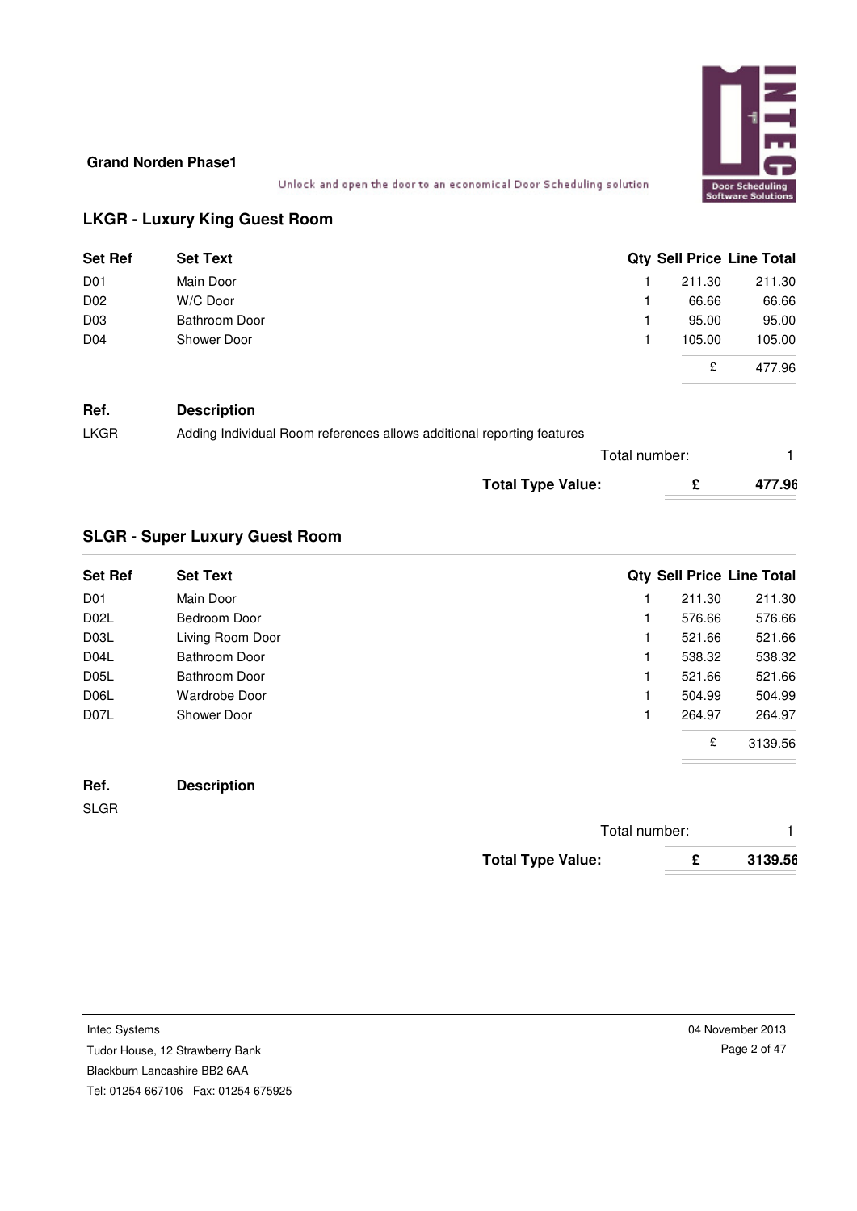**Grand Norden Phase1**

Unlock and open the door to an economical Door Scheduling solution

## LKGR - Luxury King Guest Room

| Set Ref | Set Text | Qty | Sell Price | Line Total |
|---|---|---|---|---|
| D01 | Main Door | 1 | 211.30 | 211.30 |
| D02 | W/C Door | 1 | 66.66 | 66.66 |
| D03 | Bathroom Door | 1 | 95.00 | 95.00 |
| D04 | Shower Door | 1 | 105.00 | 105.00 |
| | | | £ | 477.96 |

| Ref. | Description |
|---|---|
| LKGR | Adding Individual Room references allows additional reporting features |

Total number: 1

**Total Type Value: £ 477.96**

## SLGR - Super Luxury Guest Room

| Set Ref | Set Text | Qty | Sell Price | Line Total |
|---|---|---|---|---|
| D01 | Main Door | 1 | 211.30 | 211.30 |
| D02L | Bedroom Door | 1 | 576.66 | 576.66 |
| D03L | Living Room Door | 1 | 521.66 | 521.66 |
| D04L | Bathroom Door | 1 | 538.32 | 538.32 |
| D05L | Bathroom Door | 1 | 521.66 | 521.66 |
| D06L | Wardrobe Door | 1 | 504.99 | 504.99 |
| D07L | Shower Door | 1 | 264.97 | 264.97 |
| | | | £ | 3139.56 |

| Ref. | Description |
|---|---|
| SLGR | |

Total number: 1

**Total Type Value: £ 3139.56**

Intec Systems
Tudor House, 12 Strawberry Bank
Blackburn Lancashire BB2 6AA
Tel: 01254 667106 Fax: 01254 675925

04 November 2013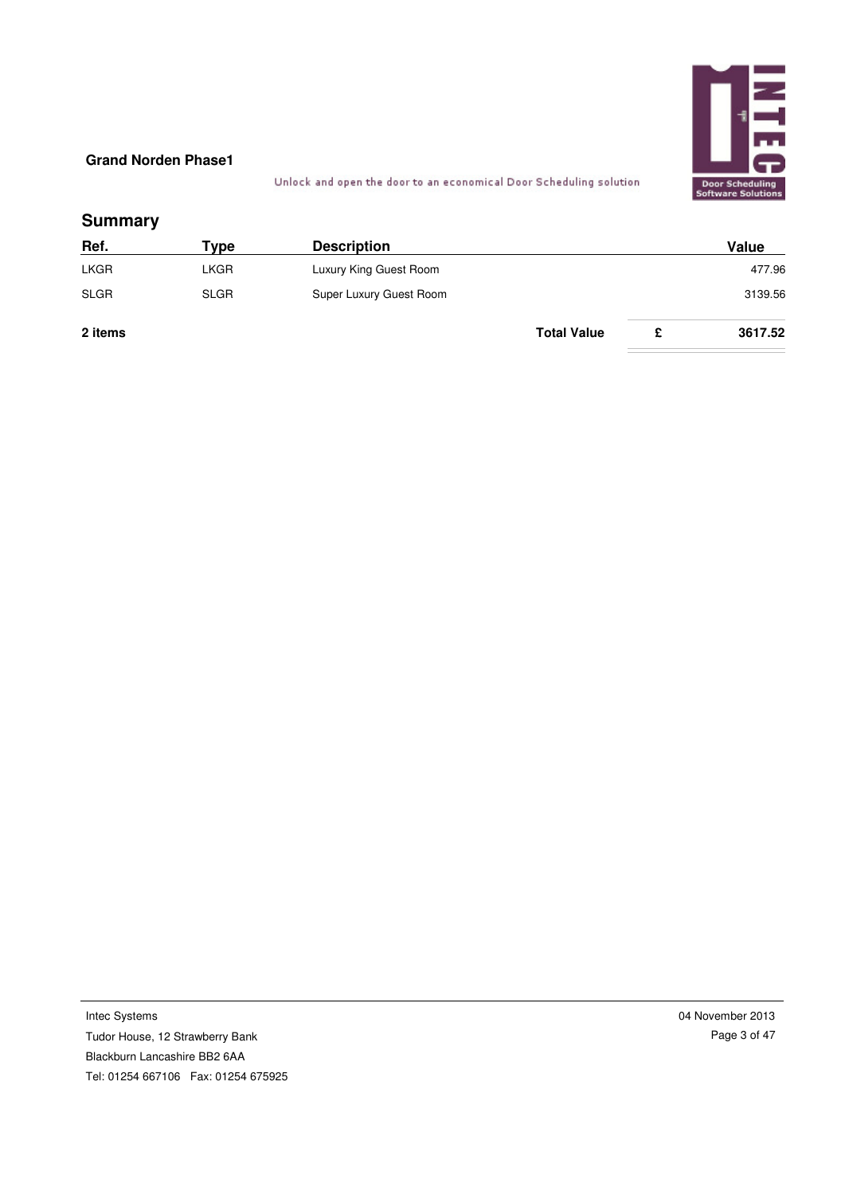**Grand Norden Phase1**

Unlock and open the door to an economical Door Scheduling solution

## Summary

| Ref. | Type | Description | | Value |
|---|---|---|---|---|
| LKGR | LKGR | Luxury King Guest Room | | 477.96 |
| SLGR | SLGR | Super Luxury Guest Room | | 3139.56 |
| **2 items** | | **Total Value** | **£** | **3617.52** |

Intec Systems
Tudor House, 12 Strawberry Bank
Blackburn Lancashire BB2 6AA
Tel: 01254 667106 Fax: 01254 675925

04 November 2013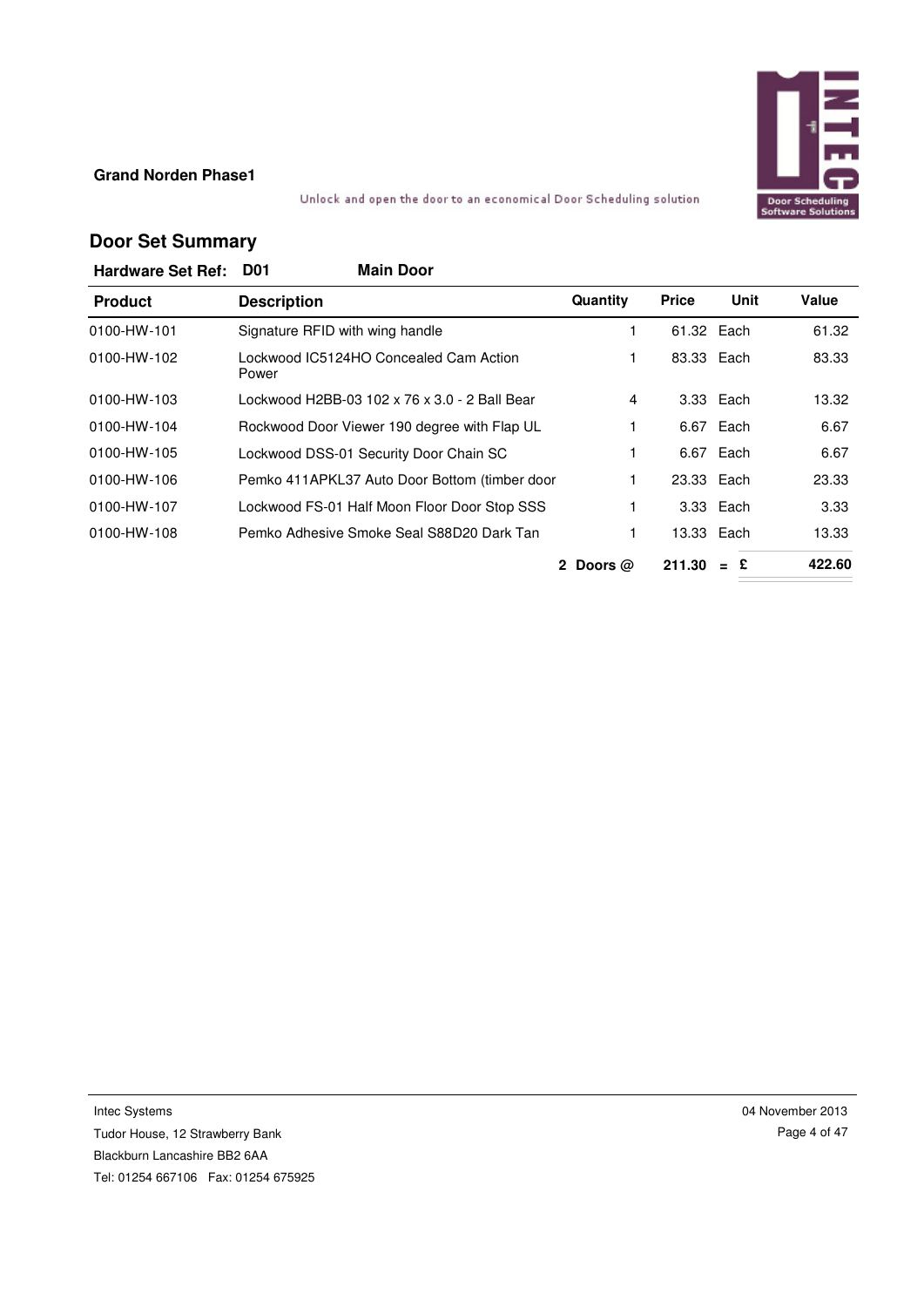**Grand Norden Phase1**

Unlock and open the door to an economical Door Scheduling solution

## Door Set Summary

**Hardware Set Ref: D01** **Main Door**

| Product | Description | Quantity | Price | Unit | Value |
|---|---|---|---|---|---|
| 0100-HW-101 | Signature RFID with wing handle | 1 | 61.32 | Each | 61.32 |
| 0100-HW-102 | Lockwood IC5124HO Concealed Cam Action Power | 1 | 83.33 | Each | 83.33 |
| 0100-HW-103 | Lockwood H2BB-03 102 x 76 x 3.0 - 2 Ball Bear | 4 | 3.33 | Each | 13.32 |
| 0100-HW-104 | Rockwood Door Viewer 190 degree with Flap UL | 1 | 6.67 | Each | 6.67 |
| 0100-HW-105 | Lockwood DSS-01 Security Door Chain SC | 1 | 6.67 | Each | 6.67 |
| 0100-HW-106 | Pemko 411APKL37 Auto Door Bottom (timber door | 1 | 23.33 | Each | 23.33 |
| 0100-HW-107 | Lockwood FS-01 Half Moon Floor Door Stop SSS | 1 | 3.33 | Each | 3.33 |
| 0100-HW-108 | Pemko Adhesive Smoke Seal S88D20 Dark Tan | 1 | 13.33 | Each | 13.33 |
| | | **2 Doors @** | **211.30** | **= £** | **422.60** |

Intec Systems
Tudor House, 12 Strawberry Bank
Blackburn Lancashire BB2 6AA
Tel: 01254 667106 Fax: 01254 675925

04 November 2013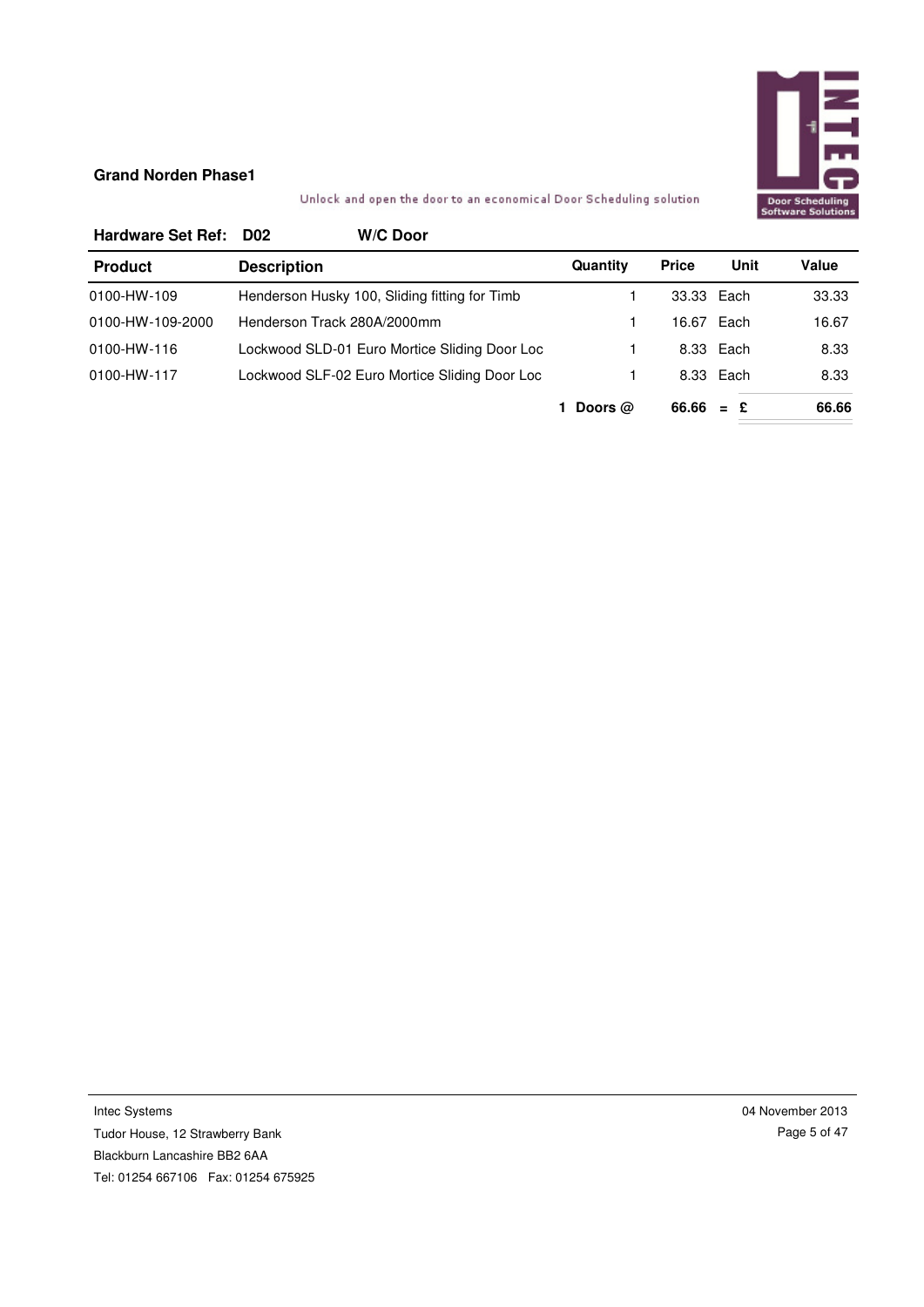**Grand Norden Phase1**

Unlock and open the door to an economical Door Scheduling solution

**Hardware Set Ref: D02 W/C Door**

| Product | Description | Quantity | Price | Unit | Value |
|---|---|---|---|---|---|
| 0100-HW-109 | Henderson Husky 100, Sliding fitting for Timb | 1 | 33.33 | Each | 33.33 |
| 0100-HW-109-2000 | Henderson Track 280A/2000mm | 1 | 16.67 | Each | 16.67 |
| 0100-HW-116 | Lockwood SLD-01 Euro Mortice Sliding Door Loc | 1 | 8.33 | Each | 8.33 |
| 0100-HW-117 | Lockwood SLF-02 Euro Mortice Sliding Door Loc | 1 | 8.33 | Each | 8.33 |
| | | **1 Doors @** | **66.66** | **= £** | **66.66** |

Intec Systems
Tudor House, 12 Strawberry Bank
Blackburn Lancashire BB2 6AA
Tel: 01254 667106 Fax: 01254 675925

04 November 2013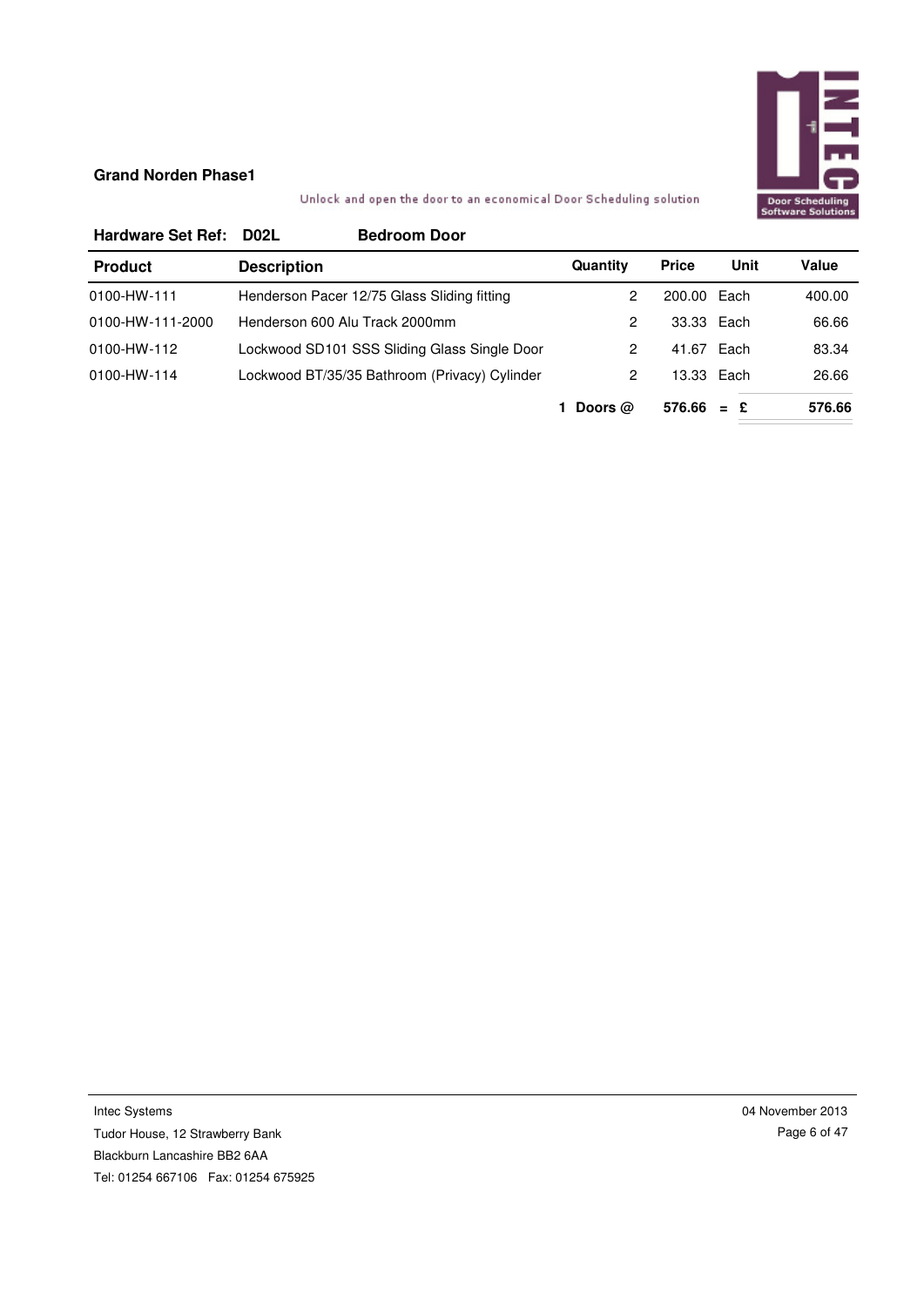**Grand Norden Phase1**

Unlock and open the door to an economical Door Scheduling solution

**Hardware Set Ref: D02L Bedroom Door**

| Product | Description | Quantity | Price | Unit | Value |
|---|---|---|---|---|---|
| 0100-HW-111 | Henderson Pacer 12/75 Glass Sliding fitting | 2 | 200.00 | Each | 400.00 |
| 0100-HW-111-2000 | Henderson 600 Alu Track 2000mm | 2 | 33.33 | Each | 66.66 |
| 0100-HW-112 | Lockwood SD101 SSS Sliding Glass Single Door | 2 | 41.67 | Each | 83.34 |
| 0100-HW-114 | Lockwood BT/35/35 Bathroom (Privacy) Cylinder | 2 | 13.33 | Each | 26.66 |
| | | **1 Doors @** | **576.66** | **= £** | **576.66** |

Intec Systems
Tudor House, 12 Strawberry Bank
Blackburn Lancashire BB2 6AA
Tel: 01254 667106 Fax: 01254 675925

04 November 2013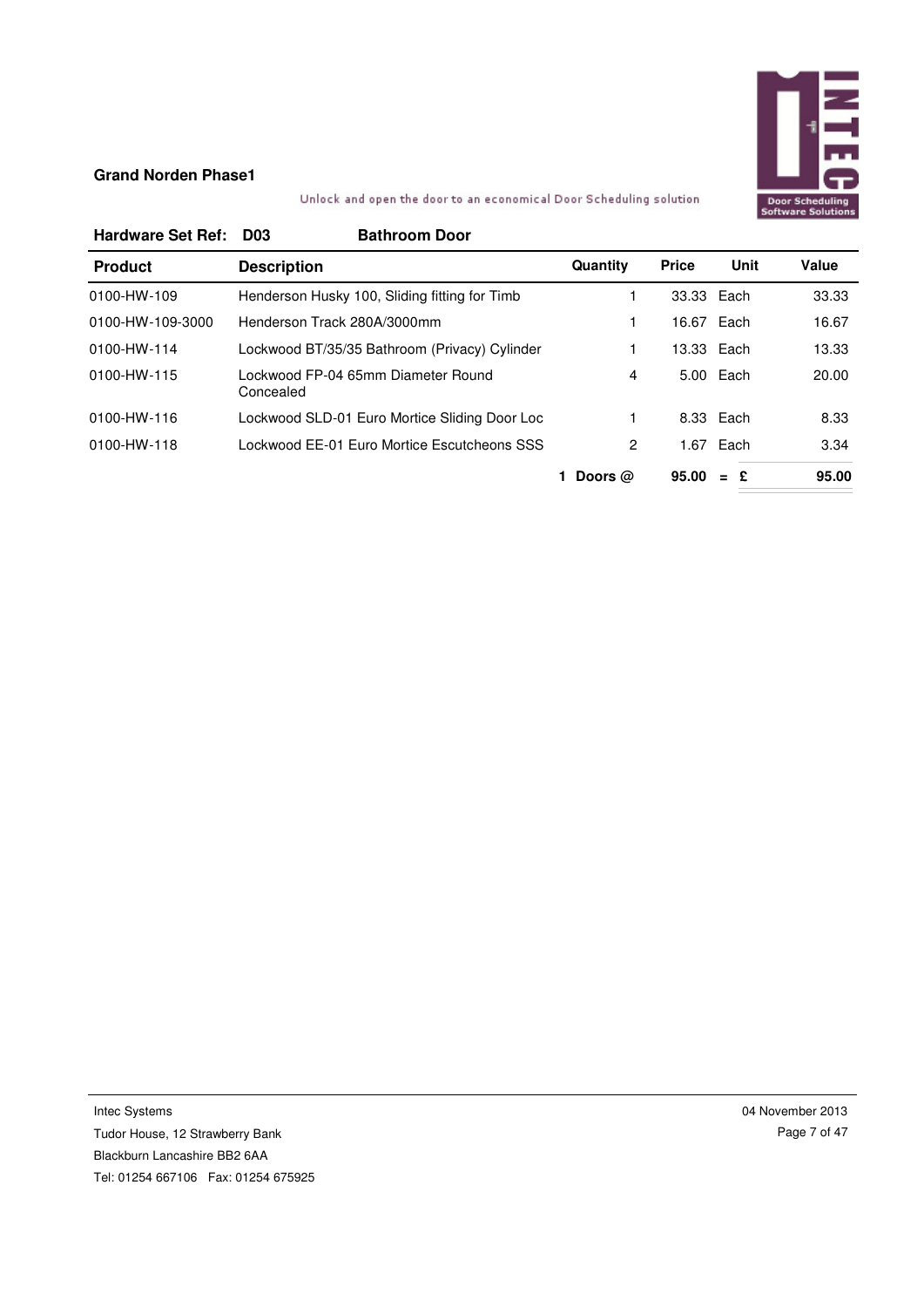**Grand Norden Phase1**

Unlock and open the door to an economical Door Scheduling solution

**Hardware Set Ref: D03 Bathroom Door**

| Product | Description | Quantity | Price | Unit | Value |
|---|---|---|---|---|---|
| 0100-HW-109 | Henderson Husky 100, Sliding fitting for Timb | 1 | 33.33 | Each | 33.33 |
| 0100-HW-109-3000 | Henderson Track 280A/3000mm | 1 | 16.67 | Each | 16.67 |
| 0100-HW-114 | Lockwood BT/35/35 Bathroom (Privacy) Cylinder | 1 | 13.33 | Each | 13.33 |
| 0100-HW-115 | Lockwood FP-04 65mm Diameter Round Concealed | 4 | 5.00 | Each | 20.00 |
| 0100-HW-116 | Lockwood SLD-01 Euro Mortice Sliding Door Loc | 1 | 8.33 | Each | 8.33 |
| 0100-HW-118 | Lockwood EE-01 Euro Mortice Escutcheons SSS | 2 | 1.67 | Each | 3.34 |
| | | **1 Doors @** | **95.00** | **= £** | **95.00** |

Intec Systems
Tudor House, 12 Strawberry Bank
Blackburn Lancashire BB2 6AA
Tel: 01254 667106 Fax: 01254 675925

04 November 2013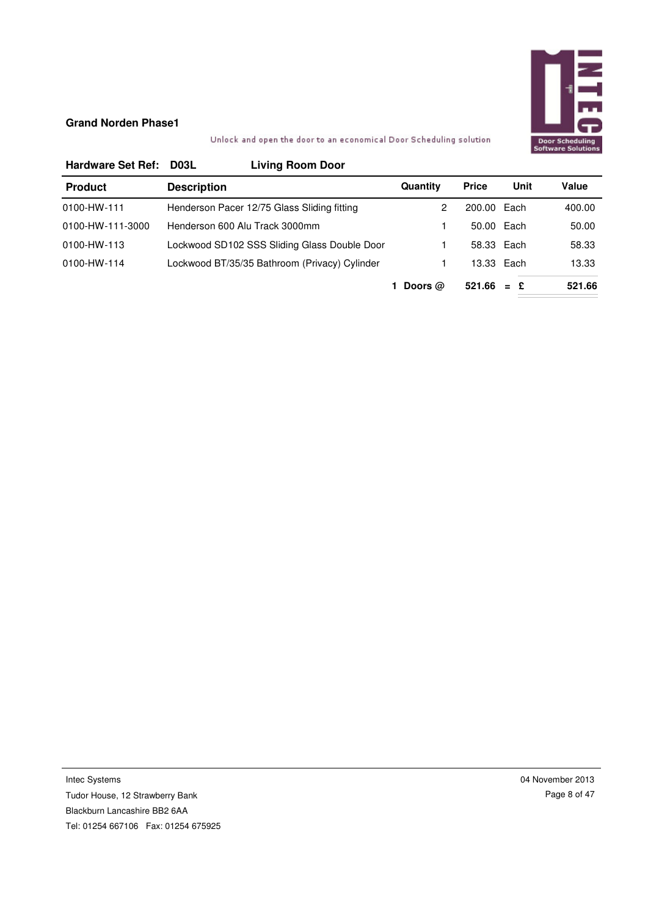**Grand Norden Phase1**

Unlock and open the door to an economical Door Scheduling solution

**Hardware Set Ref: D03L Living Room Door**

| Product | Description | Quantity | Price | Unit | Value |
|---|---|---|---|---|---|
| 0100-HW-111 | Henderson Pacer 12/75 Glass Sliding fitting | 2 | 200.00 | Each | 400.00 |
| 0100-HW-111-3000 | Henderson 600 Alu Track 3000mm | 1 | 50.00 | Each | 50.00 |
| 0100-HW-113 | Lockwood SD102 SSS Sliding Glass Double Door | 1 | 58.33 | Each | 58.33 |
| 0100-HW-114 | Lockwood BT/35/35 Bathroom (Privacy) Cylinder | 1 | 13.33 | Each | 13.33 |
| | | **1 Doors @** | **521.66** | **= £** | **521.66** |

Intec Systems
Tudor House, 12 Strawberry Bank
Blackburn Lancashire BB2 6AA
Tel: 01254 667106 Fax: 01254 675925

04 November 2013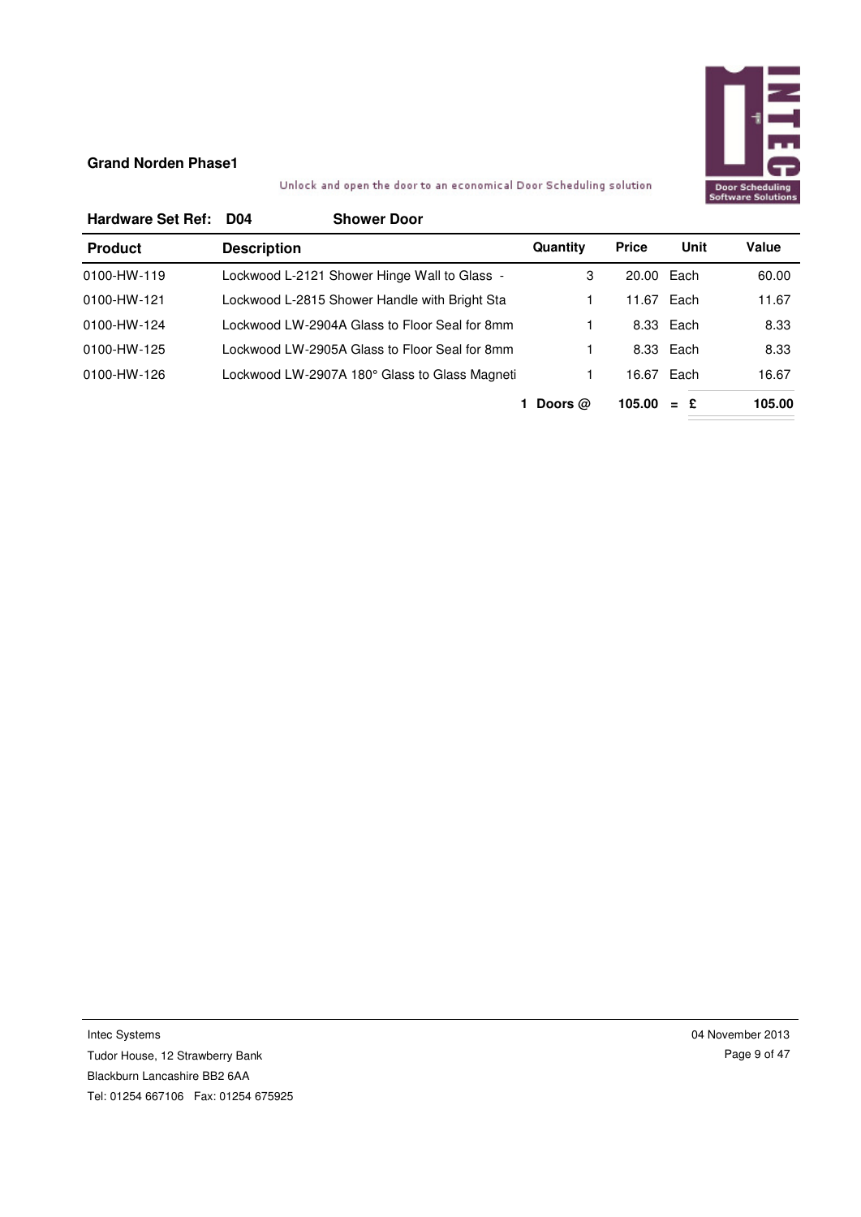**Grand Norden Phase1**

Unlock and open the door to an economical Door Scheduling solution

**Hardware Set Ref: D04 Shower Door**

| Product | Description | Quantity | Price | Unit | Value |
|---|---|---|---|---|---|
| 0100-HW-119 | Lockwood L-2121 Shower Hinge Wall to Glass - | 3 | 20.00 | Each | 60.00 |
| 0100-HW-121 | Lockwood L-2815 Shower Handle with Bright Sta | 1 | 11.67 | Each | 11.67 |
| 0100-HW-124 | Lockwood LW-2904A Glass to Floor Seal for 8mm | 1 | 8.33 | Each | 8.33 |
| 0100-HW-125 | Lockwood LW-2905A Glass to Floor Seal for 8mm | 1 | 8.33 | Each | 8.33 |
| 0100-HW-126 | Lockwood LW-2907A 180° Glass to Glass Magneti | 1 | 16.67 | Each | 16.67 |
| | | **1 Doors @** | **105.00** | **= £** | **105.00** |

Intec Systems
Tudor House, 12 Strawberry Bank
Blackburn Lancashire BB2 6AA
Tel: 01254 667106 Fax: 01254 675925

04 November 2013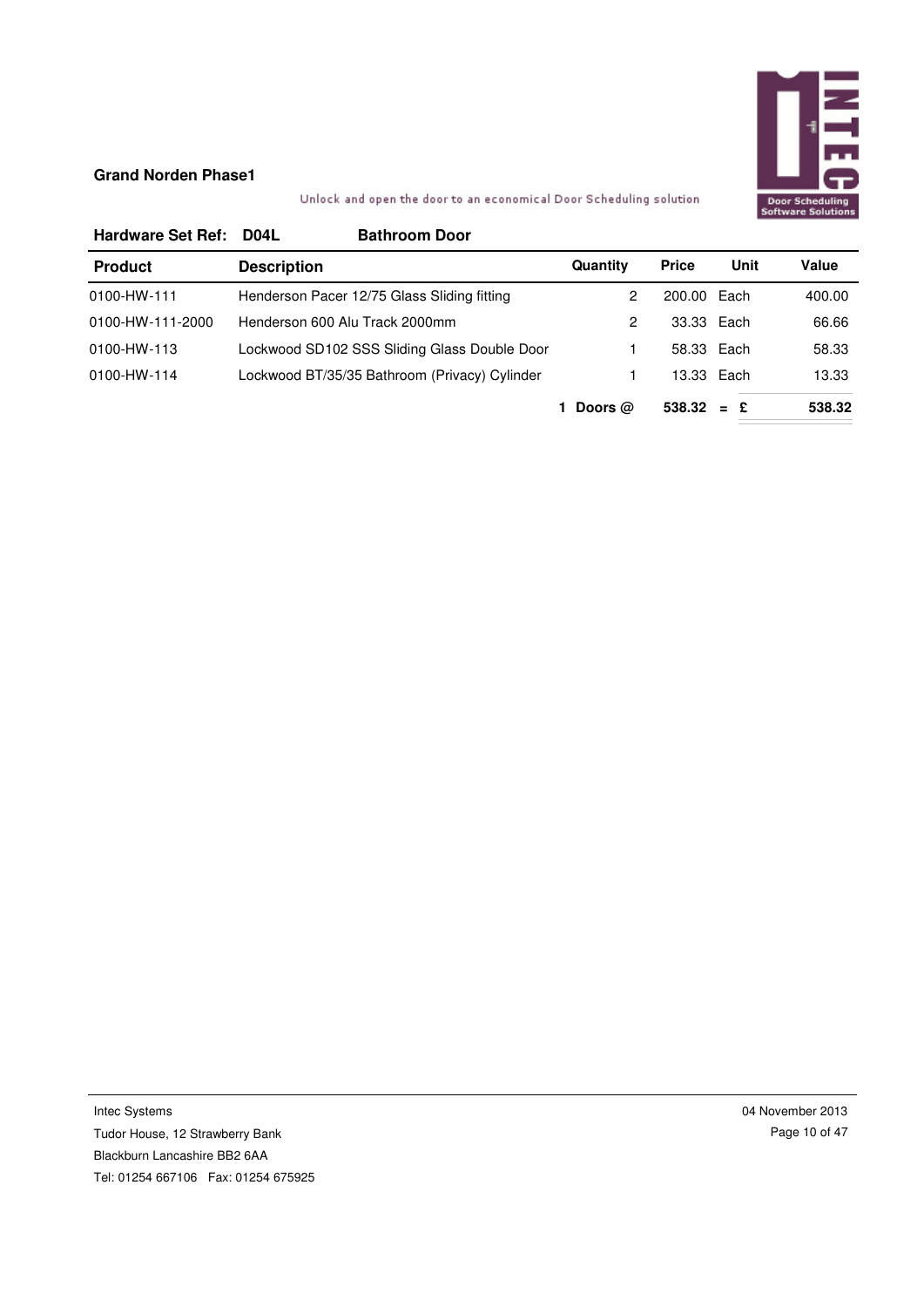**Grand Norden Phase1**

Unlock and open the door to an economical Door Scheduling solution

**Hardware Set Ref: D04L Bathroom Door**

| Product | Description | Quantity | Price | Unit | Value |
|---|---|---|---|---|---|
| 0100-HW-111 | Henderson Pacer 12/75 Glass Sliding fitting | 2 | 200.00 | Each | 400.00 |
| 0100-HW-111-2000 | Henderson 600 Alu Track 2000mm | 2 | 33.33 | Each | 66.66 |
| 0100-HW-113 | Lockwood SD102 SSS Sliding Glass Double Door | 1 | 58.33 | Each | 58.33 |
| 0100-HW-114 | Lockwood BT/35/35 Bathroom (Privacy) Cylinder | 1 | 13.33 | Each | 13.33 |
| | | **1 Doors @** | **538.32** | **= £** | **538.32** |

Intec Systems
Tudor House, 12 Strawberry Bank
Blackburn Lancashire BB2 6AA
Tel: 01254 667106 Fax: 01254 675925

04 November 2013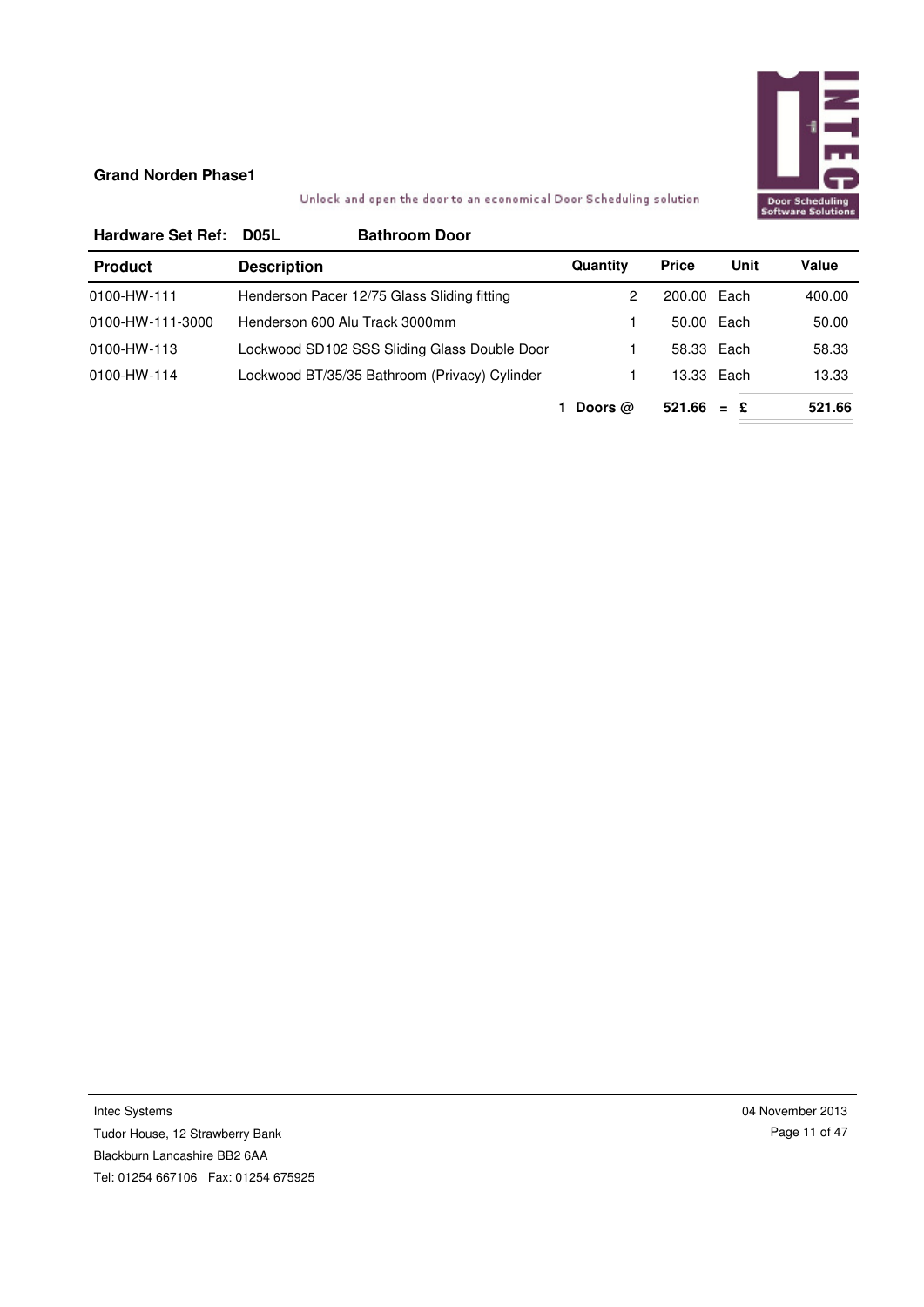**Grand Norden Phase1**

Unlock and open the door to an economical Door Scheduling solution

**Hardware Set Ref: D05L Bathroom Door**

| Product | Description | Quantity | Price | Unit | Value |
|---|---|---|---|---|---|
| 0100-HW-111 | Henderson Pacer 12/75 Glass Sliding fitting | 2 | 200.00 | Each | 400.00 |
| 0100-HW-111-3000 | Henderson 600 Alu Track 3000mm | 1 | 50.00 | Each | 50.00 |
| 0100-HW-113 | Lockwood SD102 SSS Sliding Glass Double Door | 1 | 58.33 | Each | 58.33 |
| 0100-HW-114 | Lockwood BT/35/35 Bathroom (Privacy) Cylinder | 1 | 13.33 | Each | 13.33 |
| | | **1 Doors @** | **521.66** | **= £** | **521.66** |

Intec Systems
Tudor House, 12 Strawberry Bank
Blackburn Lancashire BB2 6AA
Tel: 01254 667106 Fax: 01254 675925

04 November 2013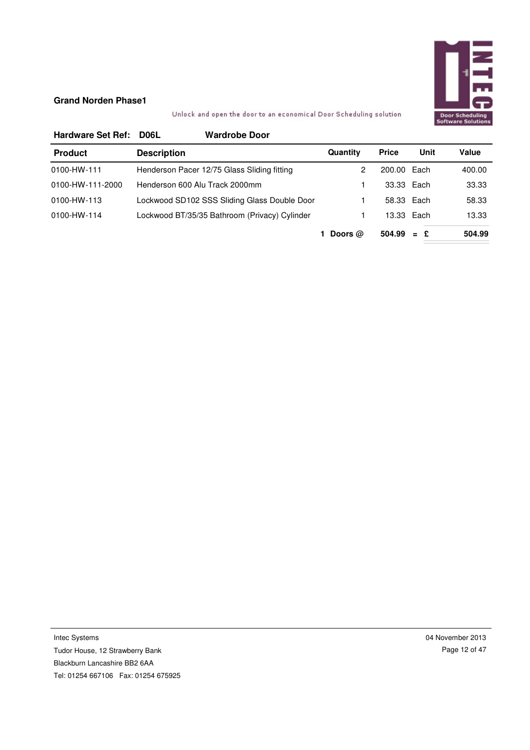**Grand Norden Phase1**

Unlock and open the door to an economical Door Scheduling solution

**Hardware Set Ref: D06L Wardrobe Door**

| Product | Description | Quantity | Price | Unit | Value |
|---|---|---|---|---|---|
| 0100-HW-111 | Henderson Pacer 12/75 Glass Sliding fitting | 2 | 200.00 | Each | 400.00 |
| 0100-HW-111-2000 | Henderson 600 Alu Track 2000mm | 1 | 33.33 | Each | 33.33 |
| 0100-HW-113 | Lockwood SD102 SSS Sliding Glass Double Door | 1 | 58.33 | Each | 58.33 |
| 0100-HW-114 | Lockwood BT/35/35 Bathroom (Privacy) Cylinder | 1 | 13.33 | Each | 13.33 |
| | | **1 Doors @** | **504.99** | **= £** | **504.99** |

Intec Systems
Tudor House, 12 Strawberry Bank
Blackburn Lancashire BB2 6AA
Tel: 01254 667106 Fax: 01254 675925

04 November 2013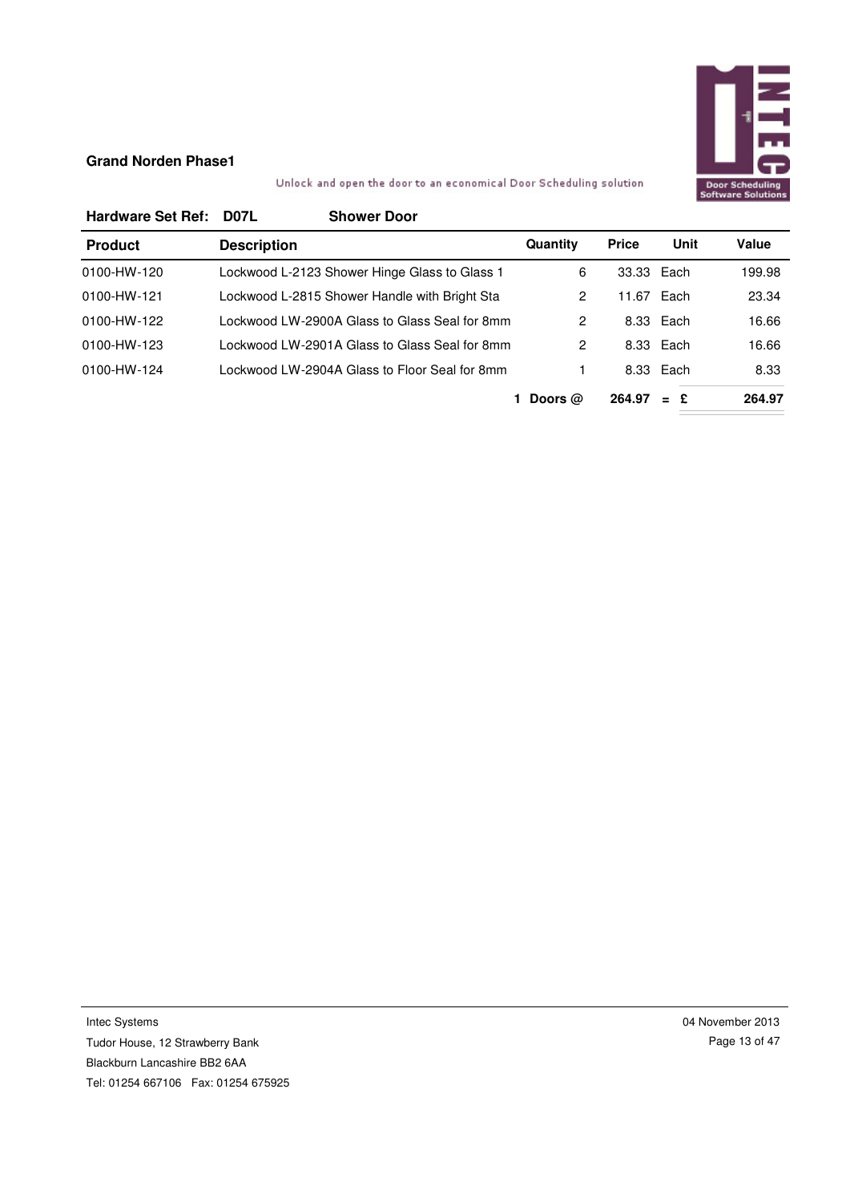**Grand Norden Phase1**

Unlock and open the door to an economical Door Scheduling solution

**Hardware Set Ref: D07L Shower Door**

| Product | Description | Quantity | Price | Unit | Value |
|---|---|---|---|---|---|
| 0100-HW-120 | Lockwood L-2123 Shower Hinge Glass to Glass 1 | 6 | 33.33 | Each | 199.98 |
| 0100-HW-121 | Lockwood L-2815 Shower Handle with Bright Sta | 2 | 11.67 | Each | 23.34 |
| 0100-HW-122 | Lockwood LW-2900A Glass to Glass Seal for 8mm | 2 | 8.33 | Each | 16.66 |
| 0100-HW-123 | Lockwood LW-2901A Glass to Glass Seal for 8mm | 2 | 8.33 | Each | 16.66 |
| 0100-HW-124 | Lockwood LW-2904A Glass to Floor Seal for 8mm | 1 | 8.33 | Each | 8.33 |
| | | **1 Doors @** | **264.97** | **= £** | **264.97** |

Intec Systems
Tudor House, 12 Strawberry Bank
Blackburn Lancashire BB2 6AA
Tel: 01254 667106 Fax: 01254 675925

04 November 2013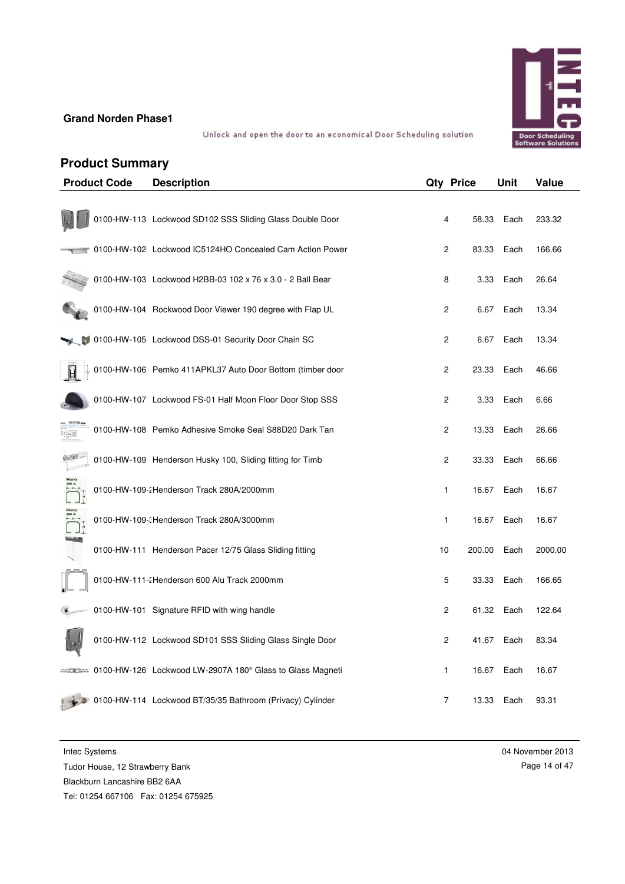**Grand Norden Phase1**

Unlock and open the door to an economical Door Scheduling solution

## Product Summary

| Product Code | Description | Qty | Price | Unit | Value |
|---|---|---|---|---|---|
| 0100-HW-113 | Lockwood SD102 SSS Sliding Glass Double Door | 4 | 58.33 | Each | 233.32 |
| 0100-HW-102 | Lockwood IC5124HO Concealed Cam Action Power | 2 | 83.33 | Each | 166.66 |
| 0100-HW-103 | Lockwood H2BB-03 102 x 76 x 3.0 - 2 Ball Bear | 8 | 3.33 | Each | 26.64 |
| 0100-HW-104 | Rockwood Door Viewer 190 degree with Flap UL | 2 | 6.67 | Each | 13.34 |
| 0100-HW-105 | Lockwood DSS-01 Security Door Chain SC | 2 | 6.67 | Each | 13.34 |
| 0100-HW-106 | Pemko 411APKL37 Auto Door Bottom (timber door | 2 | 23.33 | Each | 46.66 |
| 0100-HW-107 | Lockwood FS-01 Half Moon Floor Door Stop SSS | 2 | 3.33 | Each | 6.66 |
| 0100-HW-108 | Pemko Adhesive Smoke Seal S88D20 Dark Tan | 2 | 13.33 | Each | 26.66 |
| 0100-HW-109 | Henderson Husky 100, Sliding fitting for Timb | 2 | 33.33 | Each | 66.66 |
| 0100-HW-109-2 | Henderson Track 280A/2000mm | 1 | 16.67 | Each | 16.67 |
| 0100-HW-109-3 | Henderson Track 280A/3000mm | 1 | 16.67 | Each | 16.67 |
| 0100-HW-111 | Henderson Pacer 12/75 Glass Sliding fitting | 10 | 200.00 | Each | 2000.00 |
| 0100-HW-111-2 | Henderson 600 Alu Track 2000mm | 5 | 33.33 | Each | 166.65 |
| 0100-HW-101 | Signature RFID with wing handle | 2 | 61.32 | Each | 122.64 |
| 0100-HW-112 | Lockwood SD101 SSS Sliding Glass Single Door | 2 | 41.67 | Each | 83.34 |
| 0100-HW-126 | Lockwood LW-2907A 180° Glass to Glass Magneti | 1 | 16.67 | Each | 16.67 |
| 0100-HW-114 | Lockwood BT/35/35 Bathroom (Privacy) Cylinder | 7 | 13.33 | Each | 93.31 |

Intec Systems
Tudor House, 12 Strawberry Bank
Blackburn Lancashire BB2 6AA
Tel: 01254 667106 Fax: 01254 675925

04 November 2013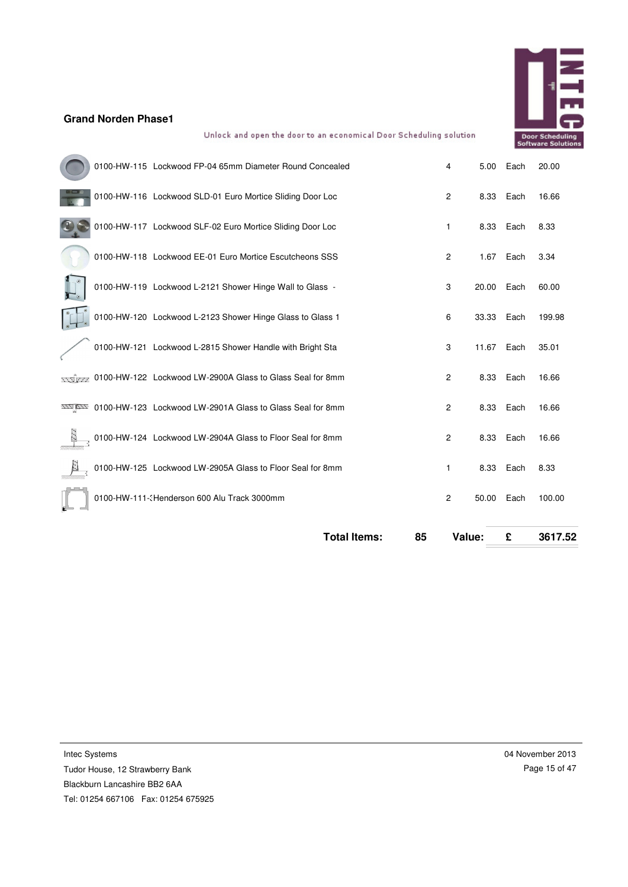**Grand Norden Phase1**

Unlock and open the door to an economical Door Scheduling solution

| Code | Description | Qty | Price | Unit | Total |
|---|---|---|---|---|---|
| 0100-HW-115 | Lockwood FP-04 65mm Diameter Round Concealed | 4 | 5.00 | Each | 20.00 |
| 0100-HW-116 | Lockwood SLD-01 Euro Mortice Sliding Door Loc | 2 | 8.33 | Each | 16.66 |
| 0100-HW-117 | Lockwood SLF-02 Euro Mortice Sliding Door Loc | 1 | 8.33 | Each | 8.33 |
| 0100-HW-118 | Lockwood EE-01 Euro Mortice Escutcheons SSS | 2 | 1.67 | Each | 3.34 |
| 0100-HW-119 | Lockwood L-2121 Shower Hinge Wall to Glass - | 3 | 20.00 | Each | 60.00 |
| 0100-HW-120 | Lockwood L-2123 Shower Hinge Glass to Glass 1 | 6 | 33.33 | Each | 199.98 |
| 0100-HW-121 | Lockwood L-2815 Shower Handle with Bright Sta | 3 | 11.67 | Each | 35.01 |
| 0100-HW-122 | Lockwood LW-2900A Glass to Glass Seal for 8mm | 2 | 8.33 | Each | 16.66 |
| 0100-HW-123 | Lockwood LW-2901A Glass to Glass Seal for 8mm | 2 | 8.33 | Each | 16.66 |
| 0100-HW-124 | Lockwood LW-2904A Glass to Floor Seal for 8mm | 2 | 8.33 | Each | 16.66 |
| 0100-HW-125 | Lockwood LW-2905A Glass to Floor Seal for 8mm | 1 | 8.33 | Each | 8.33 |
| 0100-HW-111-( | Henderson 600 Alu Track 3000mm | 2 | 50.00 | Each | 100.00 |

**Total Items: 85 Value: £ 3617.52**

Intec Systems
Tudor House, 12 Strawberry Bank
Blackburn Lancashire BB2 6AA
Tel: 01254 667106 Fax: 01254 675925

04 November 2013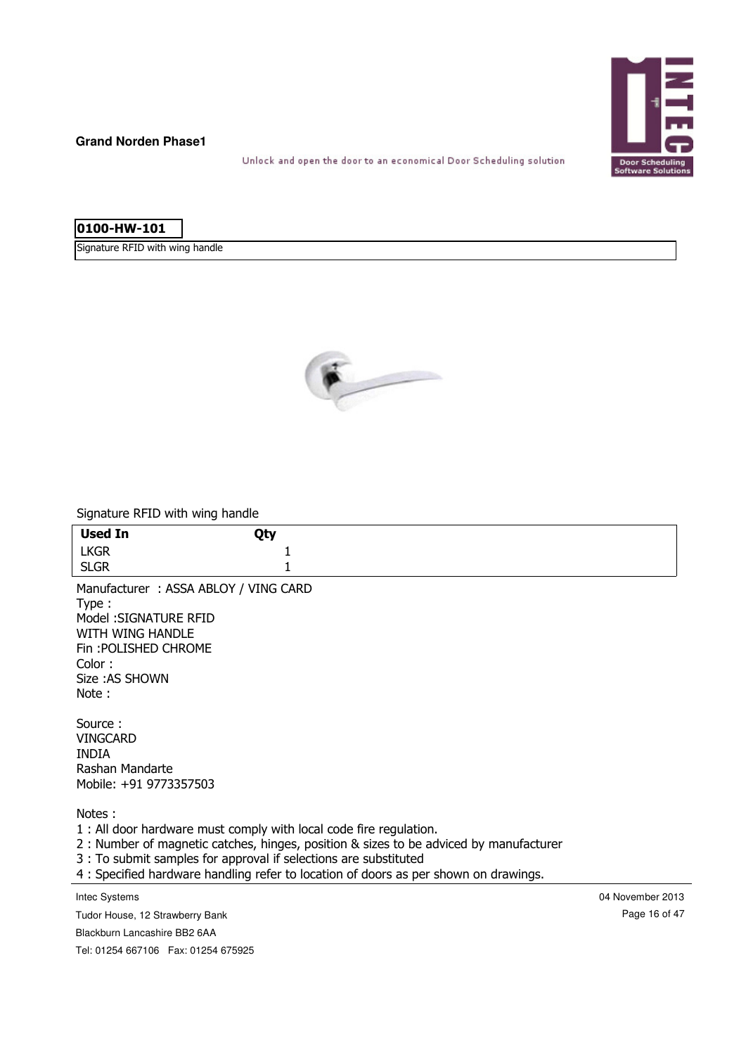**Grand Norden Phase1**

Unlock and open the door to an economical Door Scheduling solution

## 0100-HW-101

Signature RFID with wing handle

Signature RFID with wing handle

| Used In | Qty |
| --- | --- |
| LKGR | 1 |
| SLGR | 1 |

Manufacturer : ASSA ABLOY / VING CARD
Type :
Model :SIGNATURE RFID
WITH WING HANDLE
Fin :POLISHED CHROME
Color :
Size :AS SHOWN
Note :

Source :
VINGCARD
INDIA
Rashan Mandarte
Mobile: +91 9773357503

Notes :
1 : All door hardware must comply with local code fire regulation.
2 : Number of magnetic catches, hinges, position & sizes to be adviced by manufacturer
3 : To submit samples for approval if selections are substituted
4 : Specified hardware handling refer to location of doors as per shown on drawings.

Intec Systems
Tudor House, 12 Strawberry Bank
Blackburn Lancashire BB2 6AA
Tel: 01254 667106 Fax: 01254 675925

04 November 2013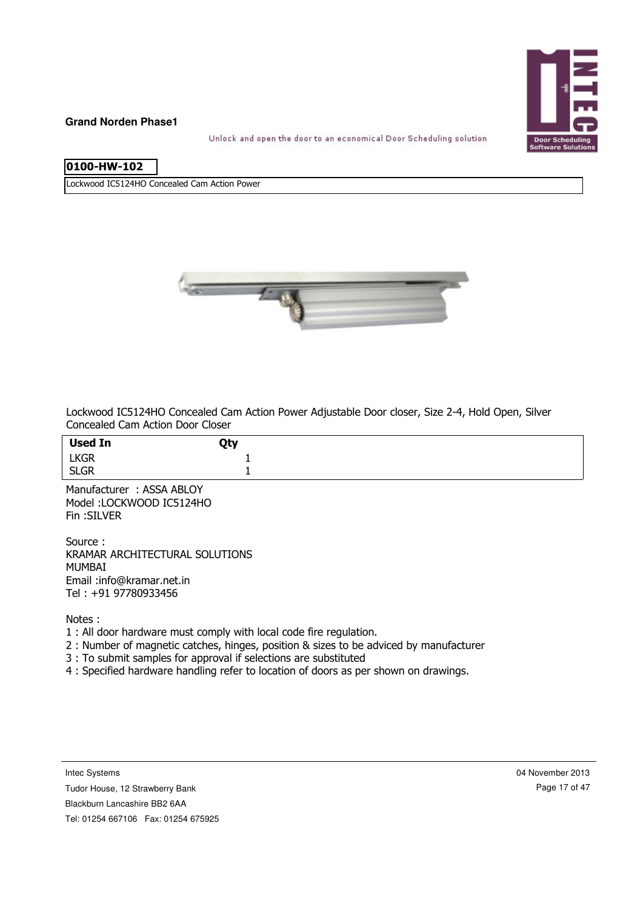**Grand Norden Phase1**

Unlock and open the door to an economical Door Scheduling solution

## 0100-HW-102

Lockwood IC5124HO Concealed Cam Action Power

Lockwood IC5124HO Concealed Cam Action Power Adjustable Door closer, Size 2-4, Hold Open, Silver Concealed Cam Action Door Closer

| Used In | Qty |
|---|---|
| LKGR | 1 |
| SLGR | 1 |

Manufacturer : ASSA ABLOY
Model :LOCKWOOD IC5124HO
Fin :SILVER

Source :
KRAMAR ARCHITECTURAL SOLUTIONS
MUMBAI
Email :info@kramar.net.in
Tel : +91 97780933456

Notes :
1 : All door hardware must comply with local code fire regulation.
2 : Number of magnetic catches, hinges, position & sizes to be adviced by manufacturer
3 : To submit samples for approval if selections are substituted
4 : Specified hardware handling refer to location of doors as per shown on drawings.

Intec Systems
Tudor House, 12 Strawberry Bank
Blackburn Lancashire BB2 6AA
Tel: 01254 667106 Fax: 01254 675925

04 November 2013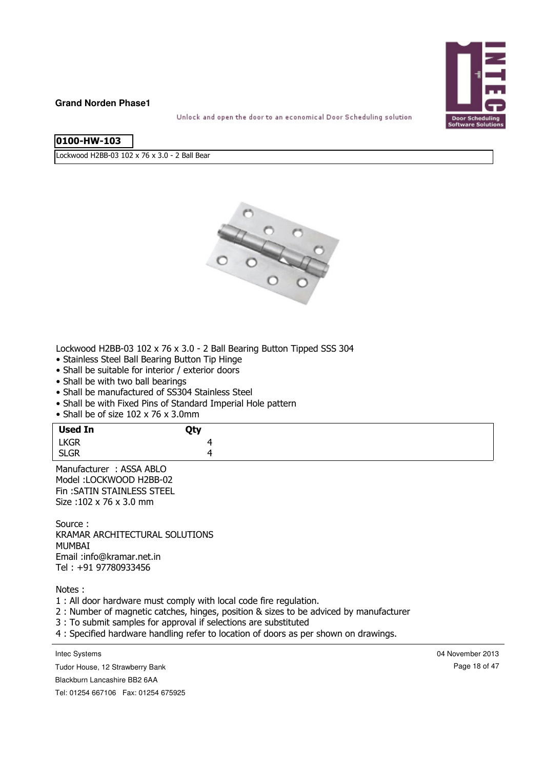**Grand Norden Phase1**

Unlock and open the door to an economical Door Scheduling solution

**0100-HW-103**

Lockwood H2BB-03 102 x 76 x 3.0 - 2 Ball Bear

Lockwood H2BB-03 102 x 76 x 3.0 - 2 Ball Bearing Button Tipped SSS 304

- Stainless Steel Ball Bearing Button Tip Hinge
- Shall be suitable for interior / exterior doors
- Shall be with two ball bearings
- Shall be manufactured of SS304 Stainless Steel
- Shall be with Fixed Pins of Standard Imperial Hole pattern
- Shall be of size 102 x 76 x 3.0mm

| Used In | Qty |
|---|---|
| LKGR | 4 |
| SLGR | 4 |

Manufacturer : ASSA ABLO
Model :LOCKWOOD H2BB-02
Fin :SATIN STAINLESS STEEL
Size :102 x 76 x 3.0 mm

Source :
KRAMAR ARCHITECTURAL SOLUTIONS
MUMBAI
Email :info@kramar.net.in
Tel : +91 97780933456

Notes :
1 : All door hardware must comply with local code fire regulation.
2 : Number of magnetic catches, hinges, position & sizes to be adviced by manufacturer
3 : To submit samples for approval if selections are substituted
4 : Specified hardware handling refer to location of doors as per shown on drawings.

Intec Systems
Tudor House, 12 Strawberry Bank
Blackburn Lancashire BB2 6AA
Tel: 01254 667106 Fax: 01254 675925

04 November 2013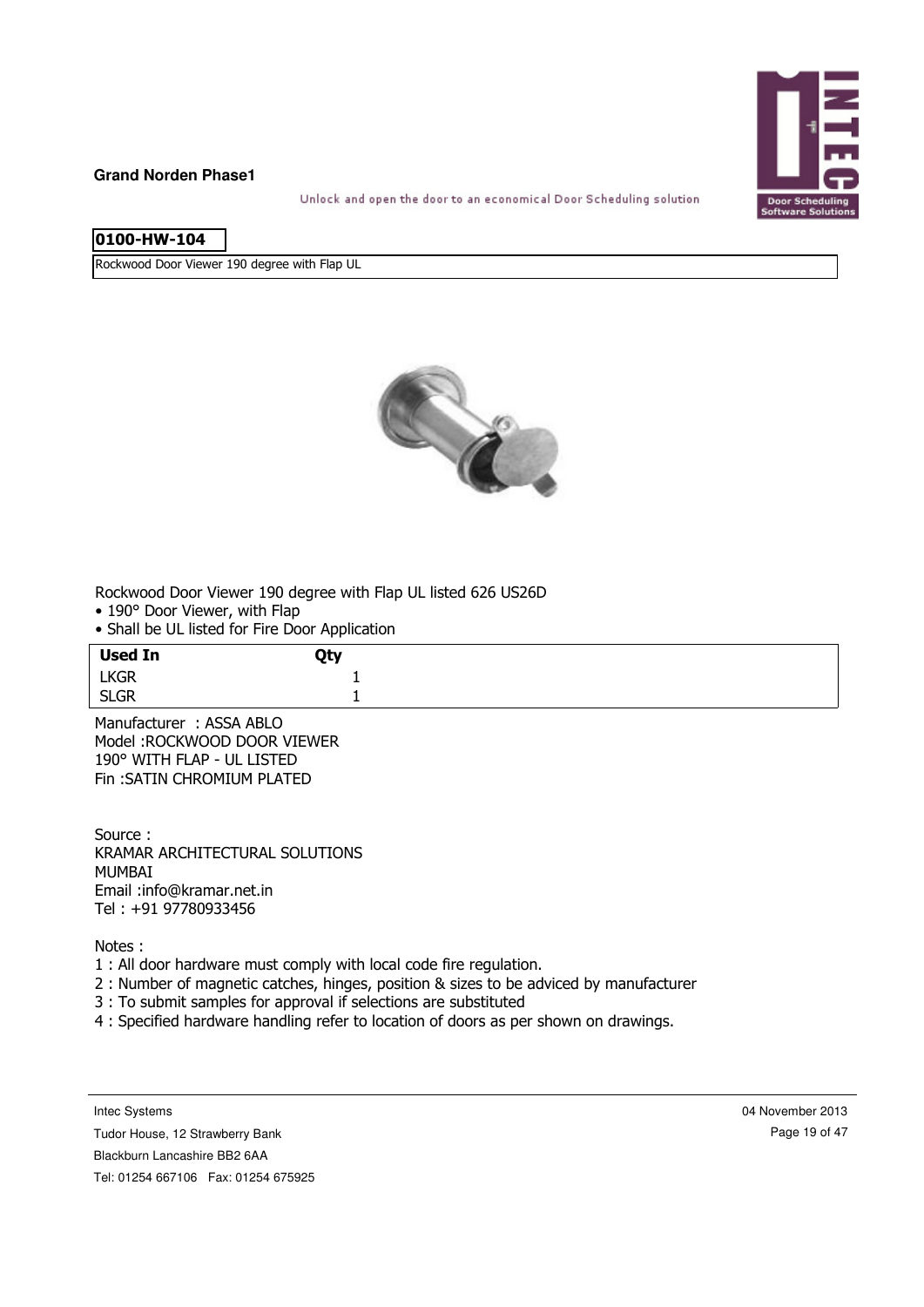**Grand Norden Phase1**

Unlock and open the door to an economical Door Scheduling solution

## 0100-HW-104

Rockwood Door Viewer 190 degree with Flap UL

Rockwood Door Viewer 190 degree with Flap UL listed 626 US26D

- 190° Door Viewer, with Flap
- Shall be UL listed for Fire Door Application

| Used In | Qty |
|---|---|
| LKGR | 1 |
| SLGR | 1 |

Manufacturer : ASSA ABLO
Model :ROCKWOOD DOOR VIEWER
190° WITH FLAP - UL LISTED
Fin :SATIN CHROMIUM PLATED

Source :
KRAMAR ARCHITECTURAL SOLUTIONS
MUMBAI
Email :info@kramar.net.in
Tel : +91 97780933456

Notes :
1 : All door hardware must comply with local code fire regulation.
2 : Number of magnetic catches, hinges, position & sizes to be adviced by manufacturer
3 : To submit samples for approval if selections are substituted
4 : Specified hardware handling refer to location of doors as per shown on drawings.

Intec Systems
Tudor House, 12 Strawberry Bank
Blackburn Lancashire BB2 6AA
Tel: 01254 667106 Fax: 01254 675925

04 November 2013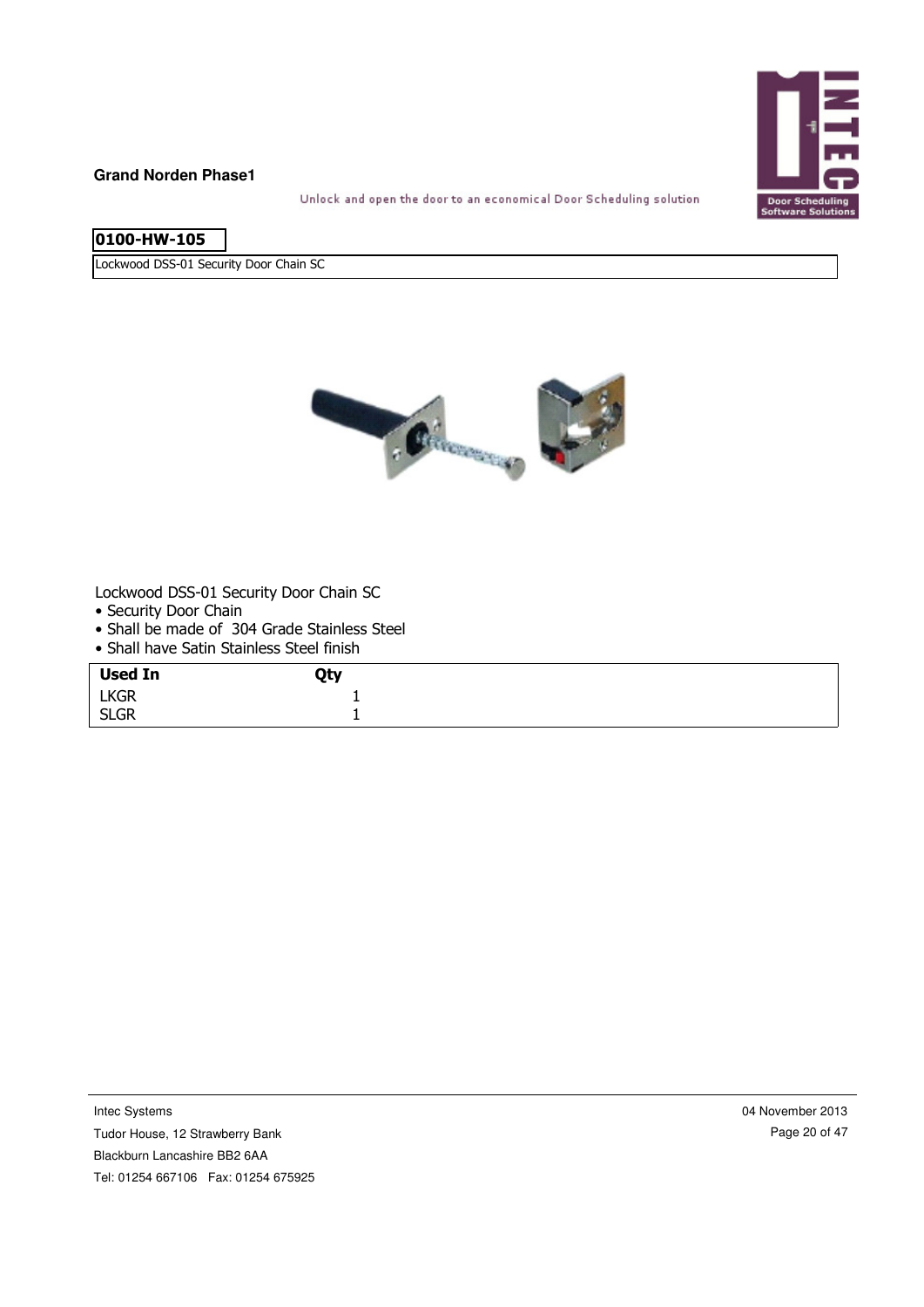**Grand Norden Phase1**

Unlock and open the door to an economical Door Scheduling solution

## 0100-HW-105

Lockwood DSS-01 Security Door Chain SC

Lockwood DSS-01 Security Door Chain SC

- Security Door Chain
- Shall be made of 304 Grade Stainless Steel
- Shall have Satin Stainless Steel finish

| Used In | Qty |
|---|---|
| LKGR | 1 |
| SLGR | 1 |

Intec Systems
Tudor House, 12 Strawberry Bank
Blackburn Lancashire BB2 6AA
Tel: 01254 667106 Fax: 01254 675925

04 November 2013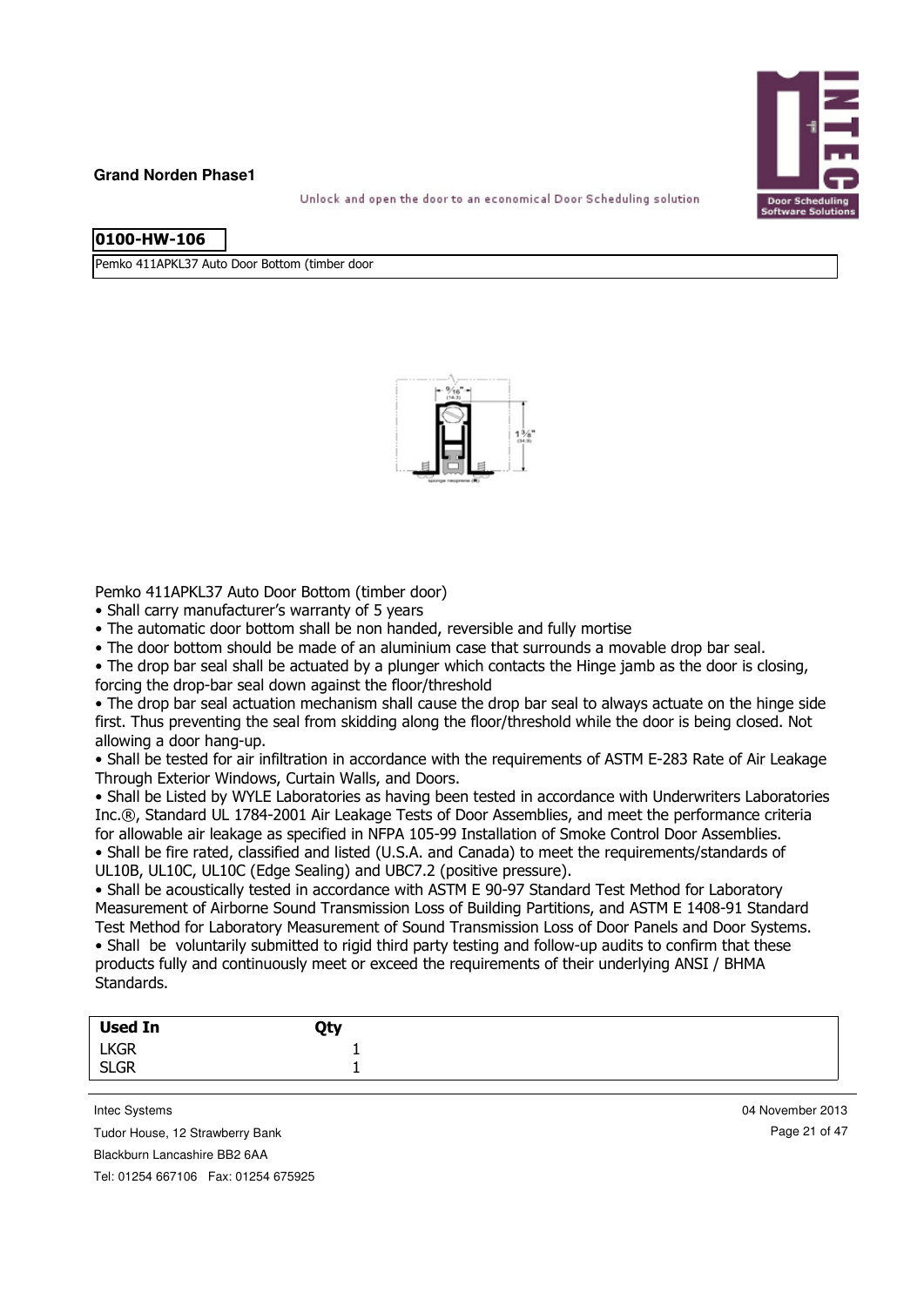**Grand Norden Phase1**

Unlock and open the door to an economical Door Scheduling solution

**0100-HW-106**

Pemko 411APKL37 Auto Door Bottom (timber door

Pemko 411APKL37 Auto Door Bottom (timber door)

- Shall carry manufacturer's warranty of 5 years
- The automatic door bottom shall be non handed, reversible and fully mortise
- The door bottom should be made of an aluminium case that surrounds a movable drop bar seal.
- The drop bar seal shall be actuated by a plunger which contacts the Hinge jamb as the door is closing, forcing the drop-bar seal down against the floor/threshold
- The drop bar seal actuation mechanism shall cause the drop bar seal to always actuate on the hinge side first. Thus preventing the seal from skidding along the floor/threshold while the door is being closed. Not allowing a door hang-up.
- Shall be tested for air infiltration in accordance with the requirements of ASTM E-283 Rate of Air Leakage Through Exterior Windows, Curtain Walls, and Doors.
- Shall be Listed by WYLE Laboratories as having been tested in accordance with Underwriters Laboratories Inc.®, Standard UL 1784-2001 Air Leakage Tests of Door Assemblies, and meet the performance criteria for allowable air leakage as specified in NFPA 105-99 Installation of Smoke Control Door Assemblies.
- Shall be fire rated, classified and listed (U.S.A. and Canada) to meet the requirements/standards of UL10B, UL10C, UL10C (Edge Sealing) and UBC7.2 (positive pressure).
- Shall be acoustically tested in accordance with ASTM E 90-97 Standard Test Method for Laboratory Measurement of Airborne Sound Transmission Loss of Building Partitions, and ASTM E 1408-91 Standard Test Method for Laboratory Measurement of Sound Transmission Loss of Door Panels and Door Systems.
- Shall be voluntarily submitted to rigid third party testing and follow-up audits to confirm that these products fully and continuously meet or exceed the requirements of their underlying ANSI / BHMA Standards.

| Used In | Qty |
|---|---|
| LKGR | 1 |
| SLGR | 1 |

Intec Systems
Tudor House, 12 Strawberry Bank
Blackburn Lancashire BB2 6AA
Tel: 01254 667106 Fax: 01254 675925

04 November 2013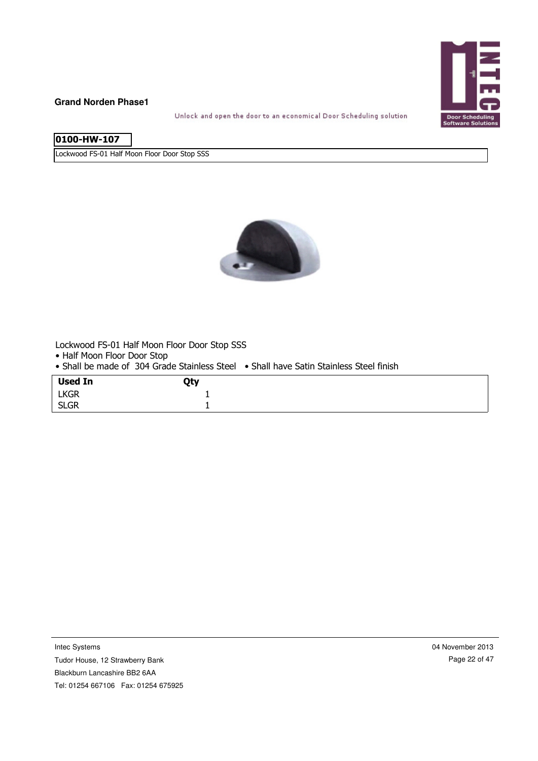**0100-HW-107**

Lockwood FS-01 Half Moon Floor Door Stop SSS

Lockwood FS-01 Half Moon Floor Door Stop SSS
- Half Moon Floor Door Stop
- Shall be made of 304 Grade Stainless Steel
- Shall have Satin Stainless Steel finish

| Used In | Qty |
|---|---|
| LKGR | 1 |
| SLGR | 1 |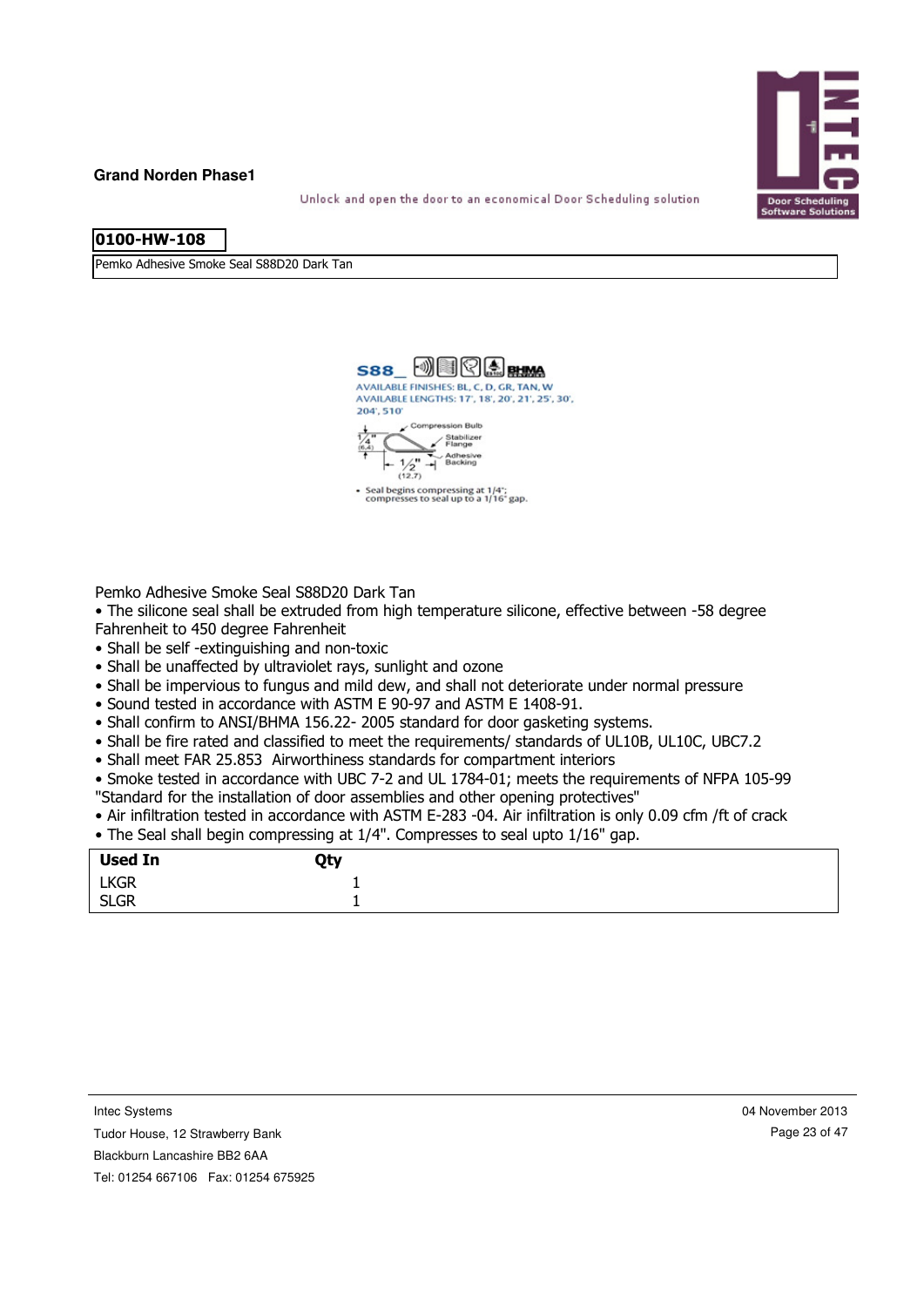**Grand Norden Phase1**

Unlock and open the door to an economical Door Scheduling solution

**0100-HW-108**

Pemko Adhesive Smoke Seal S88D20 Dark Tan

S88_ BHMA

AVAILABLE FINISHES: BL, C, D, GR, TAN, W

AVAILABLE LENGTHS: 17', 18', 20', 21', 25', 30', 204', 510'

Compression Bulb

Stabilizer Flange

Adhesive Backing

1/4" (6.4)

1/2" (12.7)

- Seal begins compressing at 1/4"; compresses to seal up to a 1/16" gap.

Pemko Adhesive Smoke Seal S88D20 Dark Tan

- The silicone seal shall be extruded from high temperature silicone, effective between -58 degree Fahrenheit to 450 degree Fahrenheit
- Shall be self -extinguishing and non-toxic
- Shall be unaffected by ultraviolet rays, sunlight and ozone
- Shall be impervious to fungus and mild dew, and shall not deteriorate under normal pressure
- Sound tested in accordance with ASTM E 90-97 and ASTM E 1408-91.
- Shall confirm to ANSI/BHMA 156.22- 2005 standard for door gasketing systems.
- Shall be fire rated and classified to meet the requirements/ standards of UL10B, UL10C, UBC7.2
- Shall meet FAR 25.853  Airworthiness standards for compartment interiors
- Smoke tested in accordance with UBC 7-2 and UL 1784-01; meets the requirements of NFPA 105-99 "Standard for the installation of door assemblies and other opening protectives"
- Air infiltration tested in accordance with ASTM E-283 -04. Air infiltration is only 0.09 cfm /ft of crack
- The Seal shall begin compressing at 1/4". Compresses to seal upto 1/16" gap.

| Used In | Qty |
|---|---|
| LKGR | 1 |
| SLGR | 1 |

Intec Systems
Tudor House, 12 Strawberry Bank
Blackburn Lancashire BB2 6AA
Tel: 01254 667106   Fax: 01254 675925

04 November 2013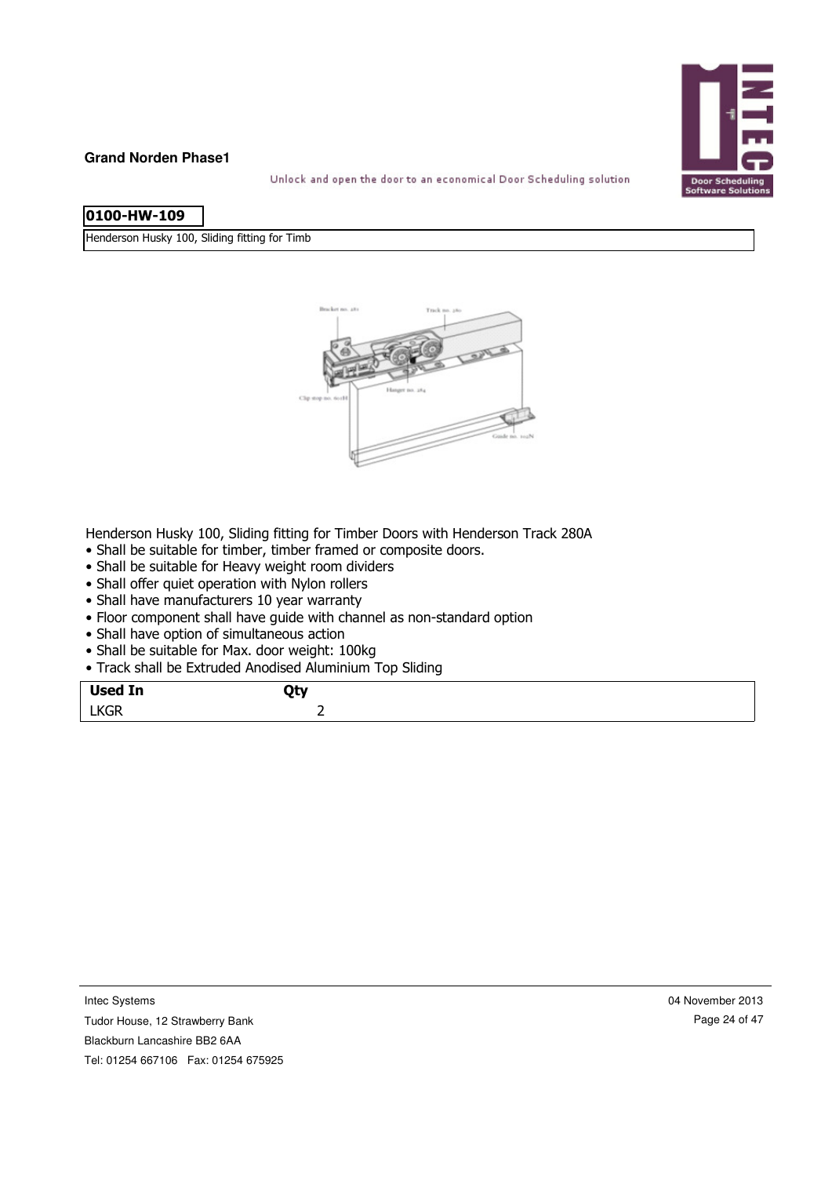**Grand Norden Phase1**

Unlock and open the door to an economical Door Scheduling solution

**0100-HW-109**

Henderson Husky 100, Sliding fitting for Timb

Henderson Husky 100, Sliding fitting for Timber Doors with Henderson Track 280A

- Shall be suitable for timber, timber framed or composite doors.
- Shall be suitable for Heavy weight room dividers
- Shall offer quiet operation with Nylon rollers
- Shall have manufacturers 10 year warranty
- Floor component shall have guide with channel as non-standard option
- Shall have option of simultaneous action
- Shall be suitable for Max. door weight: 100kg
- Track shall be Extruded Anodised Aluminium Top Sliding

| Used In | Qty |
|---|---|
| LKGR | 2 |

Intec Systems
Tudor House, 12 Strawberry Bank
Blackburn Lancashire BB2 6AA
Tel: 01254 667106 Fax: 01254 675925

04 November 2013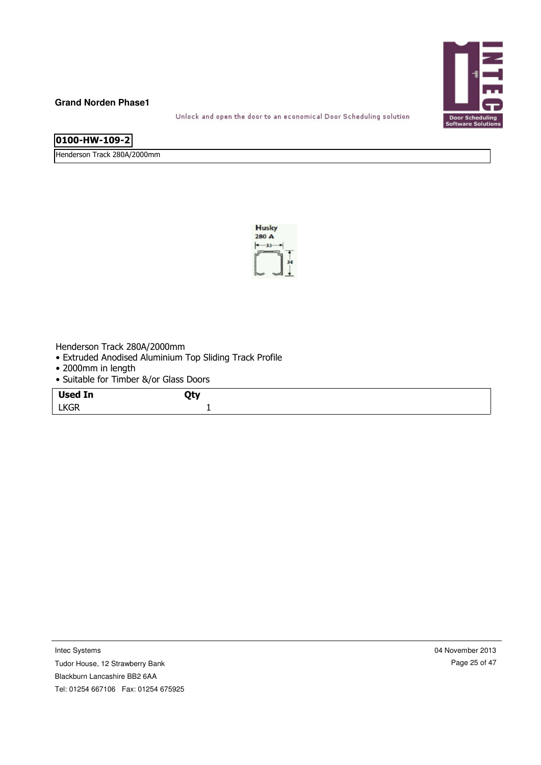**Grand Norden Phase1**

Unlock and open the door to an economical Door Scheduling solution

## 0100-HW-109-2

Henderson Track 280A/2000mm

Henderson Track 280A/2000mm

- Extruded Anodised Aluminium Top Sliding Track Profile
- 2000mm in length
- Suitable for Timber &/or Glass Doors

| Used In | Qty |
| --- | --- |
| LKGR | 1 |

Intec Systems
Tudor House, 12 Strawberry Bank
Blackburn Lancashire BB2 6AA
Tel: 01254 667106 Fax: 01254 675925

04 November 2013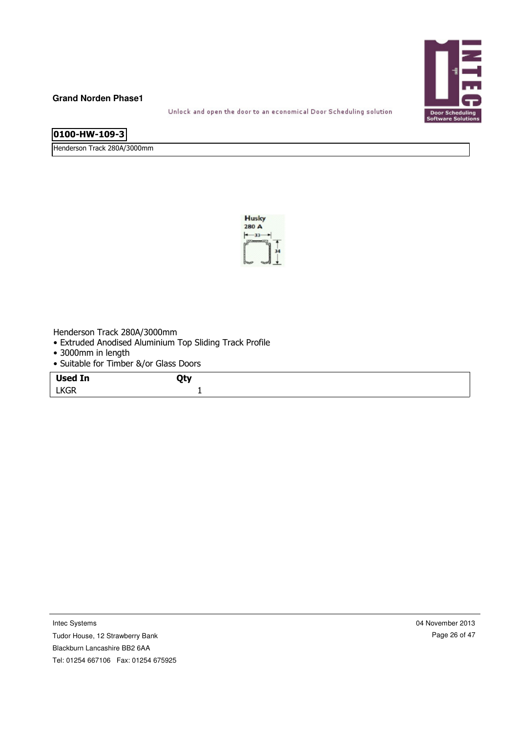**Grand Norden Phase1**

Unlock and open the door to an economical Door Scheduling solution

**0100-HW-109-3**

Henderson Track 280A/3000mm

Henderson Track 280A/3000mm

- Extruded Anodised Aluminium Top Sliding Track Profile
- 3000mm in length
- Suitable for Timber &/or Glass Doors

| Used In | Qty |
|---|---|
| LKGR | 1 |

Intec Systems
Tudor House, 12 Strawberry Bank
Blackburn Lancashire BB2 6AA
Tel: 01254 667106 Fax: 01254 675925

04 November 2013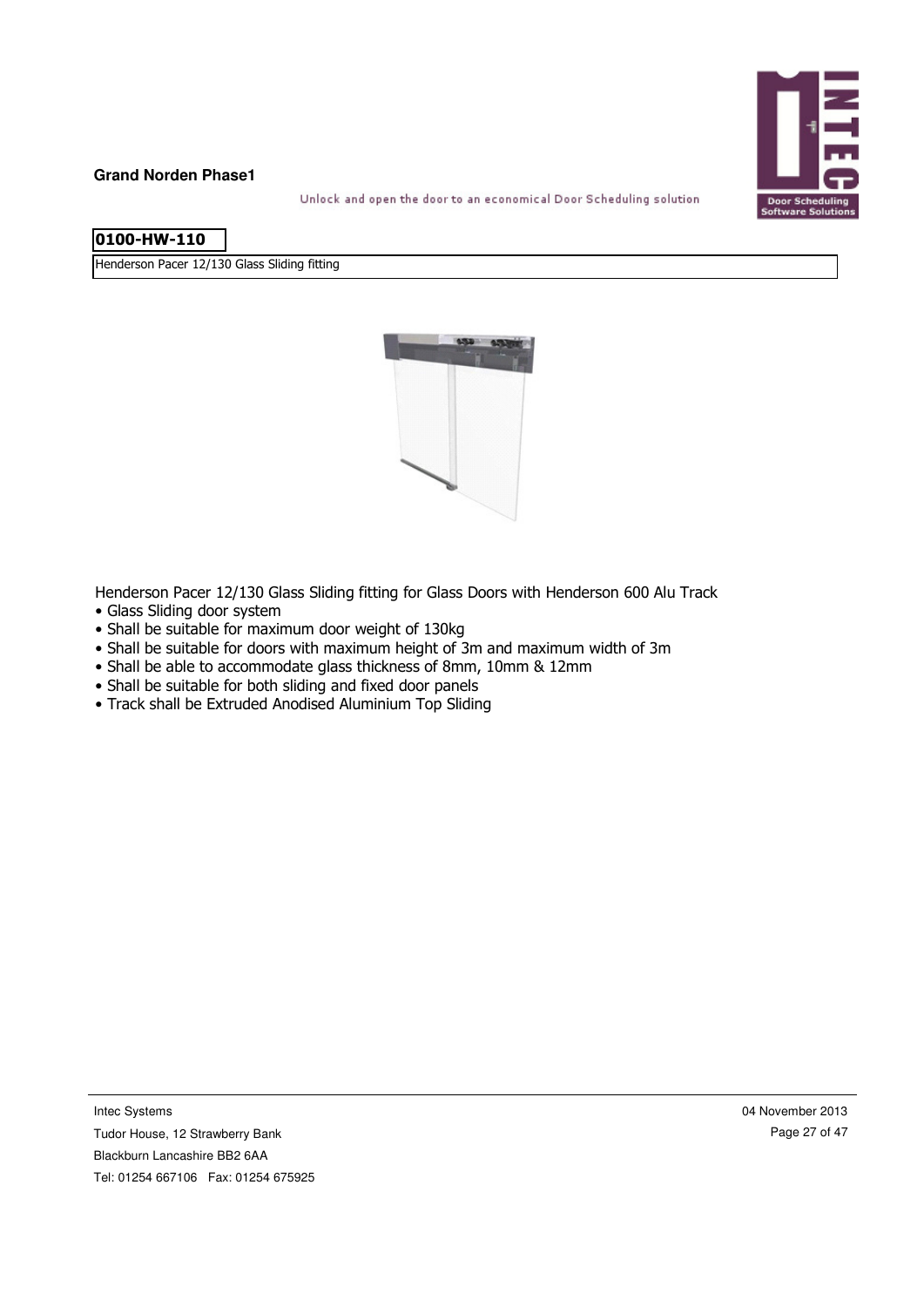**0100-HW-110**

Henderson Pacer 12/130 Glass Sliding fitting

Henderson Pacer 12/130 Glass Sliding fitting for Glass Doors with Henderson 600 Alu Track

- Glass Sliding door system
- Shall be suitable for maximum door weight of 130kg
- Shall be suitable for doors with maximum height of 3m and maximum width of 3m
- Shall be able to accommodate glass thickness of 8mm, 10mm & 12mm
- Shall be suitable for both sliding and fixed door panels
- Track shall be Extruded Anodised Aluminium Top Sliding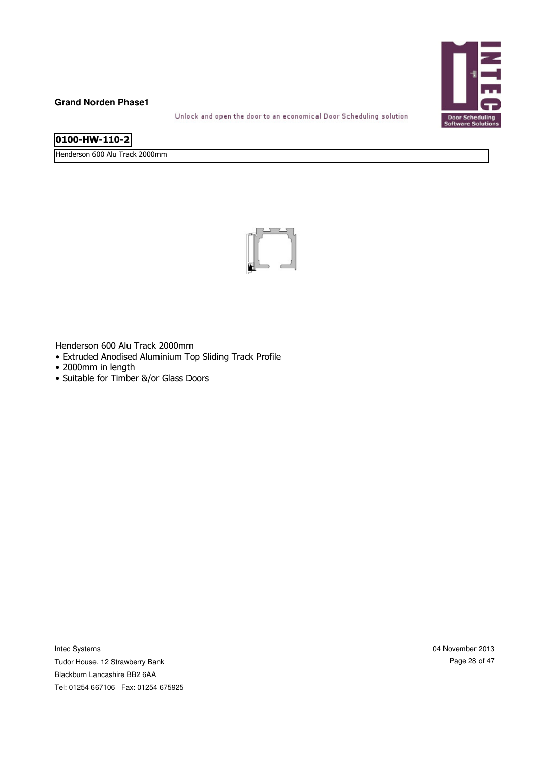**Grand Norden Phase1**

Unlock and open the door to an economical Door Scheduling solution

## 0100-HW-110-2

Henderson 600 Alu Track 2000mm

Henderson 600 Alu Track 2000mm
- Extruded Anodised Aluminium Top Sliding Track Profile
- 2000mm in length
- Suitable for Timber &/or Glass Doors

Intec Systems
Tudor House, 12 Strawberry Bank
Blackburn Lancashire BB2 6AA
Tel: 01254 667106 Fax: 01254 675925

04 November 2013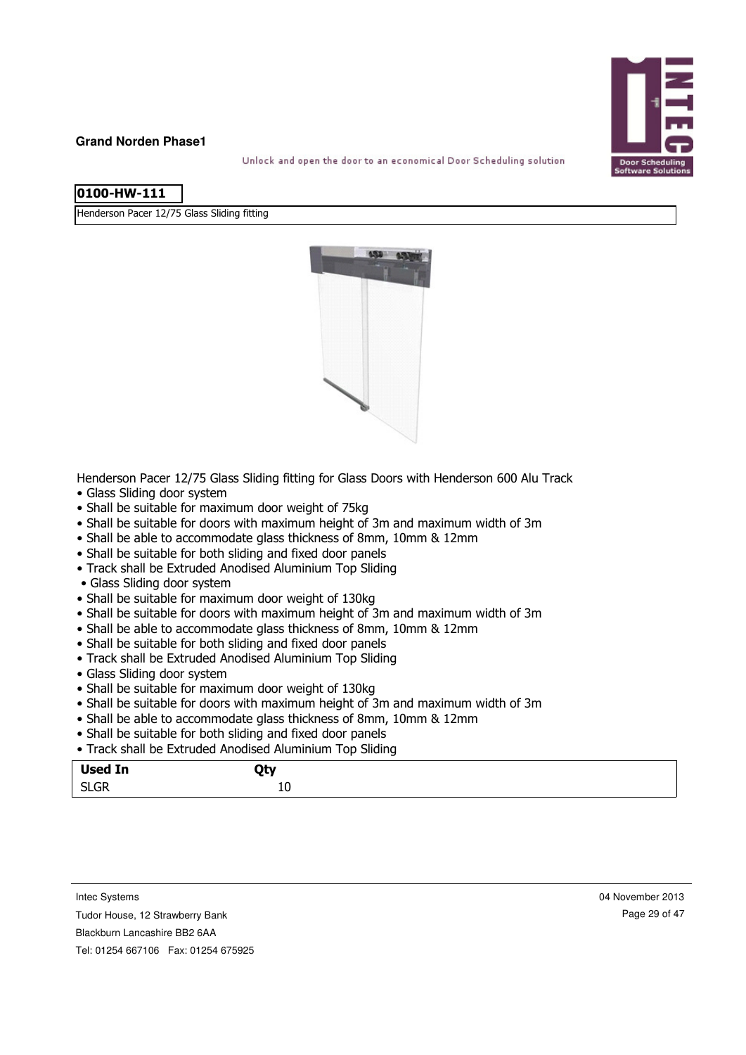## 0100-HW-111

Henderson Pacer 12/75 Glass Sliding fitting

Henderson Pacer 12/75 Glass Sliding fitting for Glass Doors with Henderson 600 Alu Track

- Glass Sliding door system
- Shall be suitable for maximum door weight of 75kg
- Shall be suitable for doors with maximum height of 3m and maximum width of 3m
- Shall be able to accommodate glass thickness of 8mm, 10mm & 12mm
- Shall be suitable for both sliding and fixed door panels
- Track shall be Extruded Anodised Aluminium Top Sliding
- Glass Sliding door system
- Shall be suitable for maximum door weight of 130kg
- Shall be suitable for doors with maximum height of 3m and maximum width of 3m
- Shall be able to accommodate glass thickness of 8mm, 10mm & 12mm
- Shall be suitable for both sliding and fixed door panels
- Track shall be Extruded Anodised Aluminium Top Sliding
- Glass Sliding door system
- Shall be suitable for maximum door weight of 130kg
- Shall be suitable for doors with maximum height of 3m and maximum width of 3m
- Shall be able to accommodate glass thickness of 8mm, 10mm & 12mm
- Shall be suitable for both sliding and fixed door panels
- Track shall be Extruded Anodised Aluminium Top Sliding

| Used In | Qty |
|---|---|
| SLGR | 10 |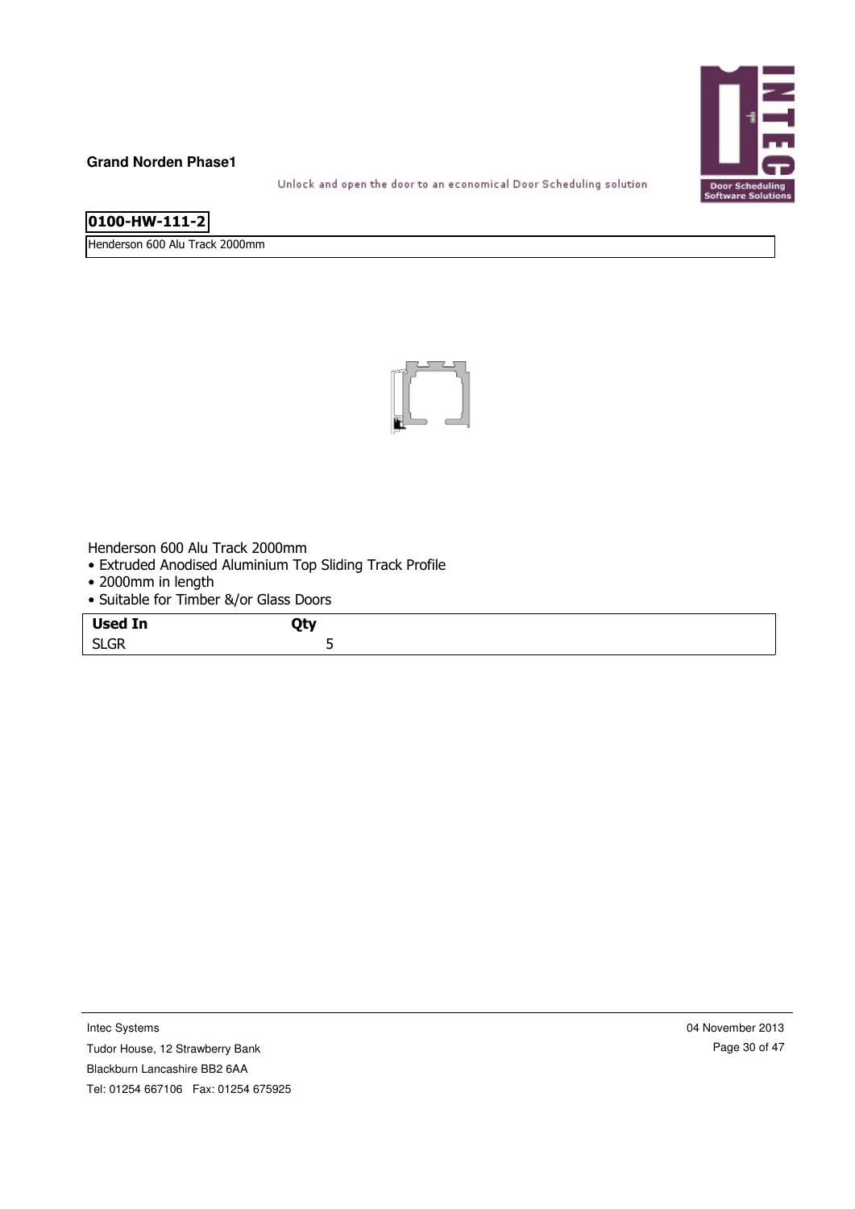**Grand Norden Phase1**

Unlock and open the door to an economical Door Scheduling solution

**0100-HW-111-2**

Henderson 600 Alu Track 2000mm

Henderson 600 Alu Track 2000mm

- Extruded Anodised Aluminium Top Sliding Track Profile
- 2000mm in length
- Suitable for Timber &/or Glass Doors

| Used In | Qty |
| --- | --- |
| SLGR | 5 |

Intec Systems
Tudor House, 12 Strawberry Bank
Blackburn Lancashire BB2 6AA
Tel: 01254 667106 Fax: 01254 675925

04 November 2013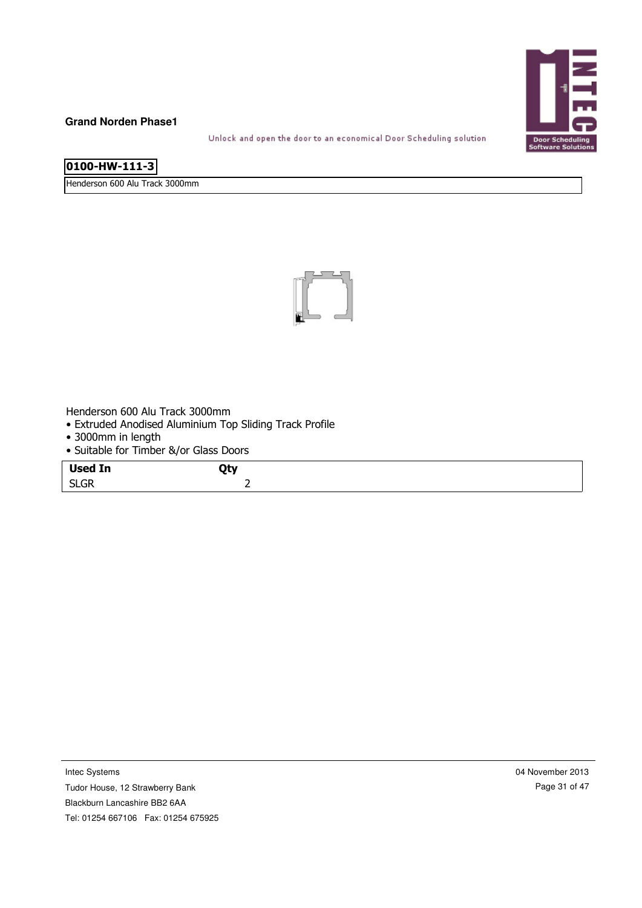**Grand Norden Phase1**

Unlock and open the door to an economical Door Scheduling solution

**0100-HW-111-3**

Henderson 600 Alu Track 3000mm

Henderson 600 Alu Track 3000mm

- Extruded Anodised Aluminium Top Sliding Track Profile
- 3000mm in length
- Suitable for Timber &/or Glass Doors

| Used In | Qty |
|---|---|
| SLGR | 2 |

Intec Systems
Tudor House, 12 Strawberry Bank
Blackburn Lancashire BB2 6AA
Tel: 01254 667106 Fax: 01254 675925

04 November 2013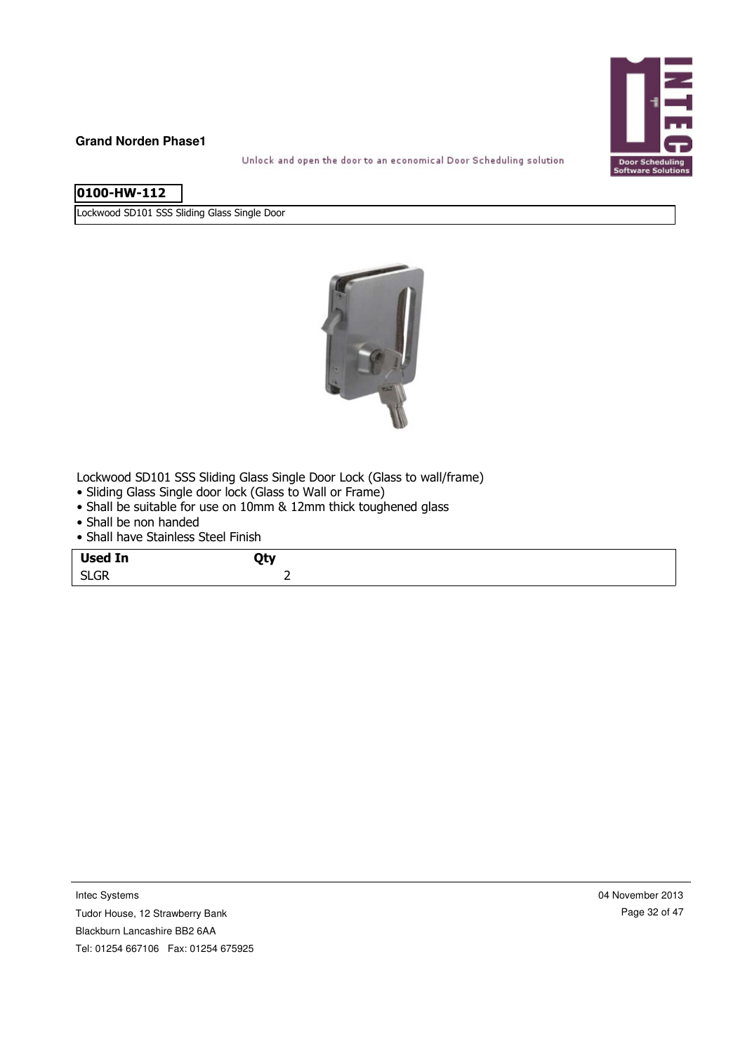**Grand Norden Phase1**

Unlock and open the door to an economical Door Scheduling solution

## 0100-HW-112

Lockwood SD101 SSS Sliding Glass Single Door

Lockwood SD101 SSS Sliding Glass Single Door Lock (Glass to wall/frame)

- Sliding Glass Single door lock (Glass to Wall or Frame)
- Shall be suitable for use on 10mm & 12mm thick toughened glass
- Shall be non handed
- Shall have Stainless Steel Finish

| Used In | Qty |
|---|---|
| SLGR | 2 |

Intec Systems
Tudor House, 12 Strawberry Bank
Blackburn Lancashire BB2 6AA
Tel: 01254 667106 Fax: 01254 675925

04 November 2013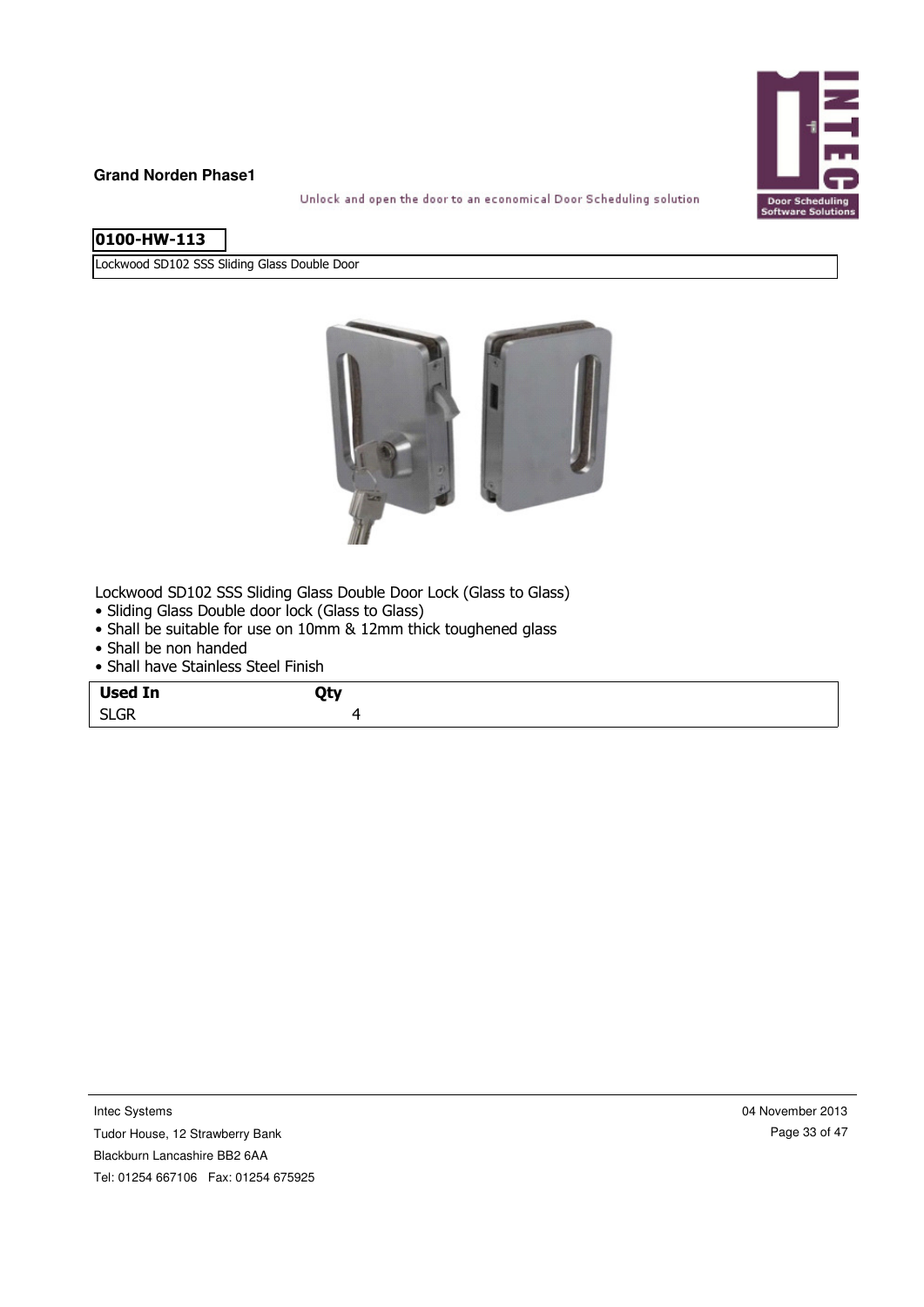**Grand Norden Phase1**

Unlock and open the door to an economical Door Scheduling solution

## 0100-HW-113

Lockwood SD102 SSS Sliding Glass Double Door

Lockwood SD102 SSS Sliding Glass Double Door Lock (Glass to Glass)

- Sliding Glass Double door lock (Glass to Glass)
- Shall be suitable for use on 10mm & 12mm thick toughened glass
- Shall be non handed
- Shall have Stainless Steel Finish

| Used In | Qty |
| --- | --- |
| SLGR | 4 |

Intec Systems
Tudor House, 12 Strawberry Bank
Blackburn Lancashire BB2 6AA
Tel: 01254 667106 Fax: 01254 675925

04 November 2013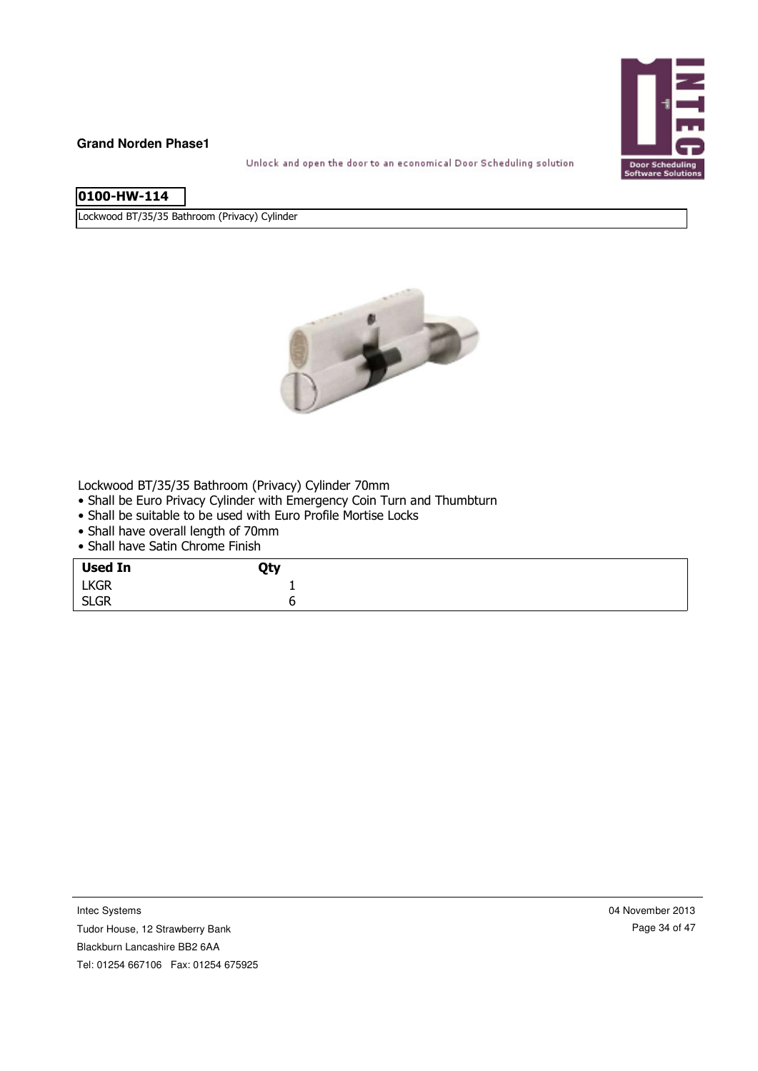**Grand Norden Phase1**

Unlock and open the door to an economical Door Scheduling solution

## 0100-HW-114

Lockwood BT/35/35 Bathroom (Privacy) Cylinder

Lockwood BT/35/35 Bathroom (Privacy) Cylinder 70mm

- Shall be Euro Privacy Cylinder with Emergency Coin Turn and Thumbturn
- Shall be suitable to be used with Euro Profile Mortise Locks
- Shall have overall length of 70mm
- Shall have Satin Chrome Finish

| Used In | Qty |
|---|---|
| LKGR | 1 |
| SLGR | 6 |

Intec Systems
Tudor House, 12 Strawberry Bank
Blackburn Lancashire BB2 6AA
Tel: 01254 667106 Fax: 01254 675925

04 November 2013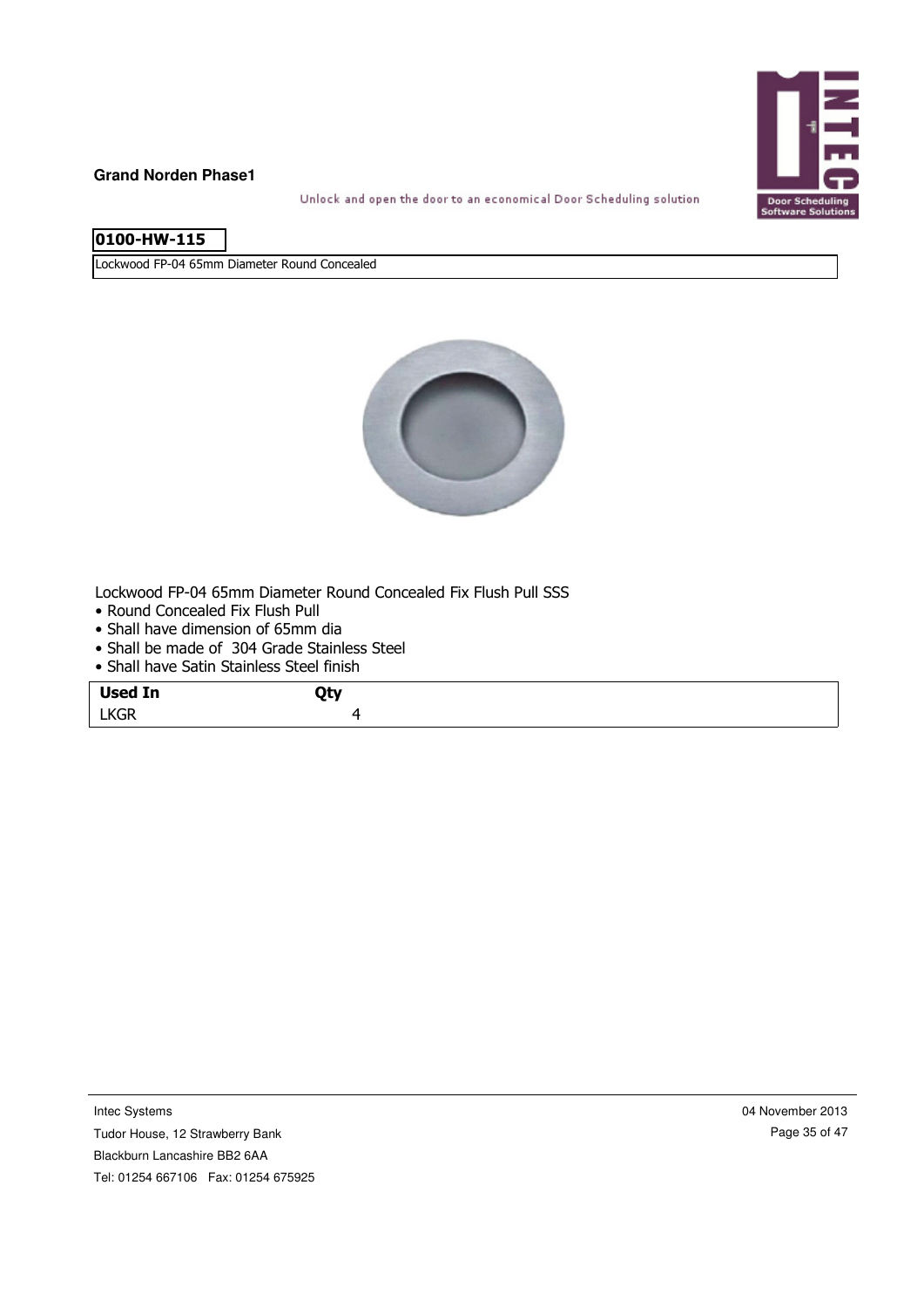## 0100-HW-115

Lockwood FP-04 65mm Diameter Round Concealed

Lockwood FP-04 65mm Diameter Round Concealed Fix Flush Pull SSS

- Round Concealed Fix Flush Pull
- Shall have dimension of 65mm dia
- Shall be made of 304 Grade Stainless Steel
- Shall have Satin Stainless Steel finish

| Used In | Qty |
| --- | --- |
| LKGR | 4 |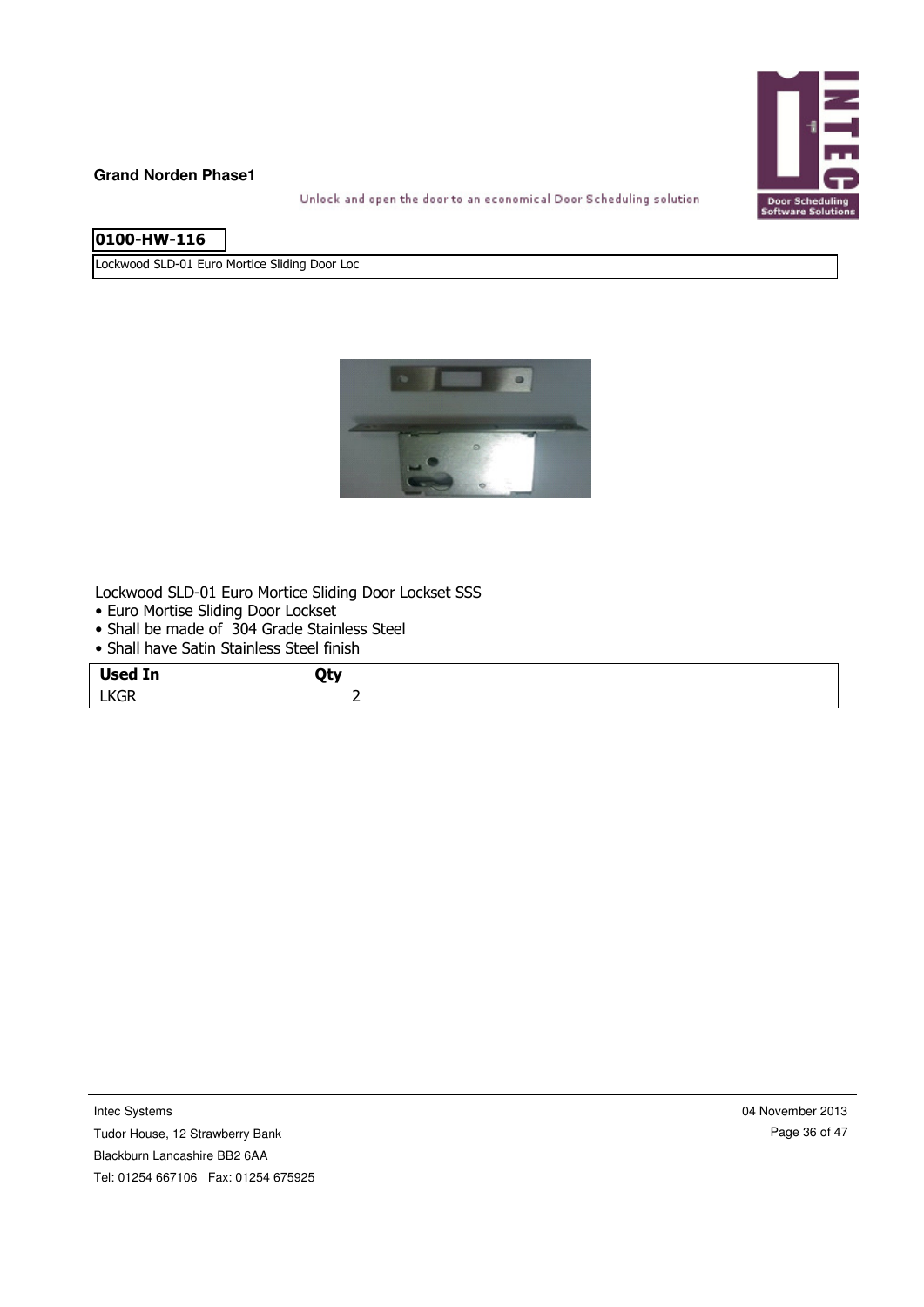**0100-HW-116**

Lockwood SLD-01 Euro Mortice Sliding Door Loc

Lockwood SLD-01 Euro Mortice Sliding Door Lockset SSS

- Euro Mortise Sliding Door Lockset
- Shall be made of 304 Grade Stainless Steel
- Shall have Satin Stainless Steel finish

| Used In | Qty |
|---|---|
| LKGR | 2 |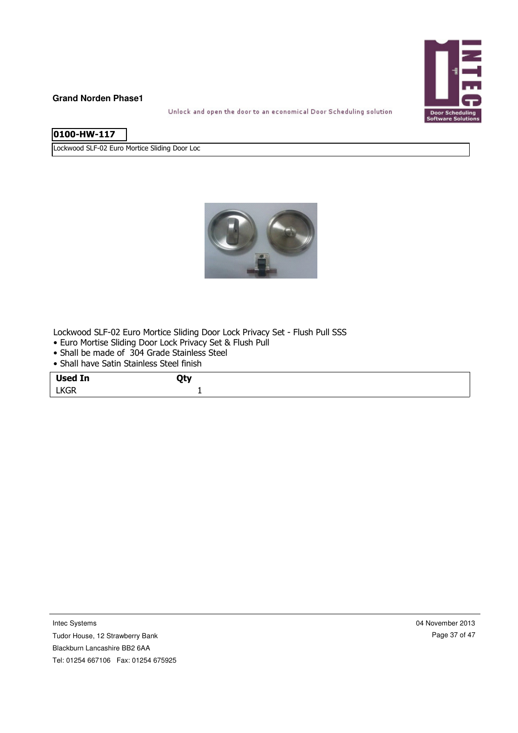**0100-HW-117**

Lockwood SLF-02 Euro Mortice Sliding Door Loc

Lockwood SLF-02 Euro Mortice Sliding Door Lock Privacy Set - Flush Pull SSS

- Euro Mortise Sliding Door Lock Privacy Set & Flush Pull
- Shall be made of 304 Grade Stainless Steel
- Shall have Satin Stainless Steel finish

| Used In | Qty |
|---|---|
| LKGR | 1 |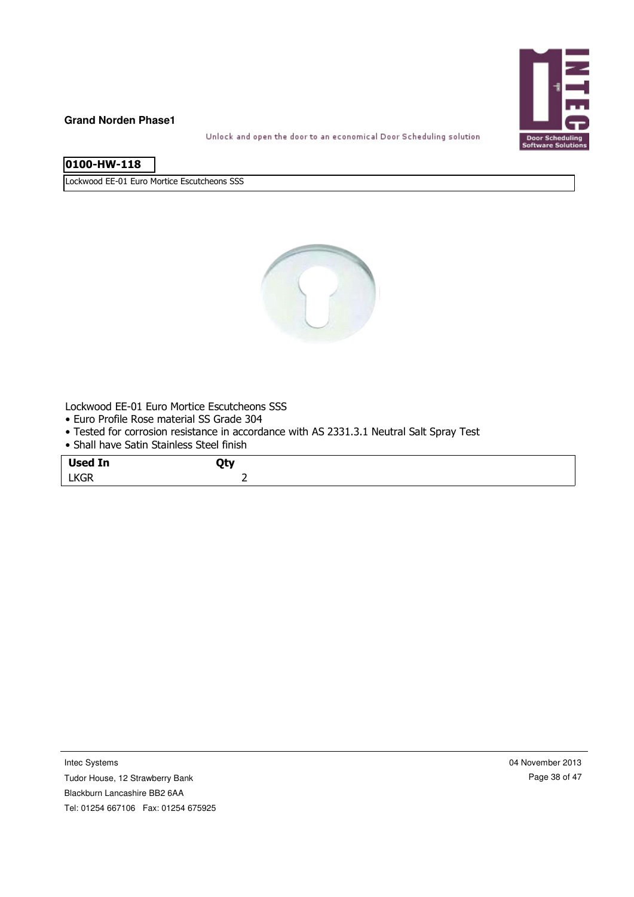**0100-HW-118**

Lockwood EE-01 Euro Mortice Escutcheons SSS

Lockwood EE-01 Euro Mortice Escutcheons SSS

- Euro Profile Rose material SS Grade 304
- Tested for corrosion resistance in accordance with AS 2331.3.1 Neutral Salt Spray Test
- Shall have Satin Stainless Steel finish

| Used In | Qty |
| --- | --- |
| LKGR | 2 |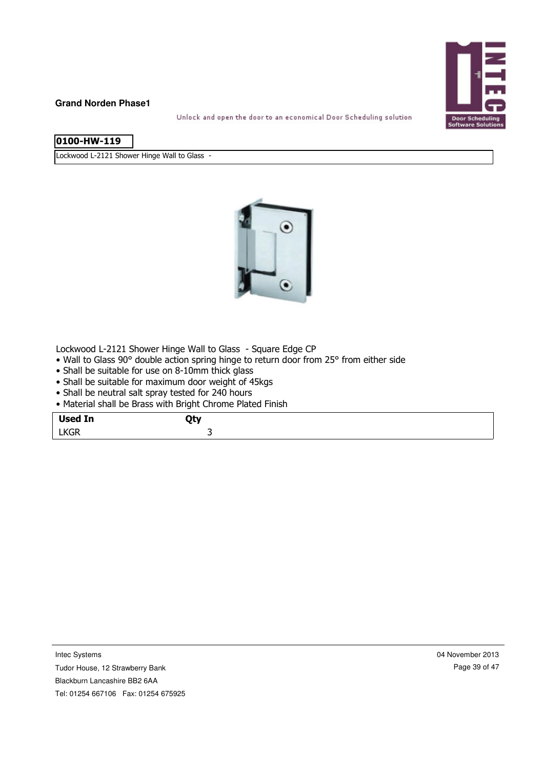**Grand Norden Phase1**

Unlock and open the door to an economical Door Scheduling solution

## 0100-HW-119

Lockwood L-2121 Shower Hinge Wall to Glass -

Lockwood L-2121 Shower Hinge Wall to Glass - Square Edge CP

- Wall to Glass 90° double action spring hinge to return door from 25° from either side
- Shall be suitable for use on 8-10mm thick glass
- Shall be suitable for maximum door weight of 45kgs
- Shall be neutral salt spray tested for 240 hours
- Material shall be Brass with Bright Chrome Plated Finish

| Used In | Qty |
| --- | --- |
| LKGR | 3 |

Intec Systems
Tudor House, 12 Strawberry Bank
Blackburn Lancashire BB2 6AA
Tel: 01254 667106 Fax: 01254 675925

04 November 2013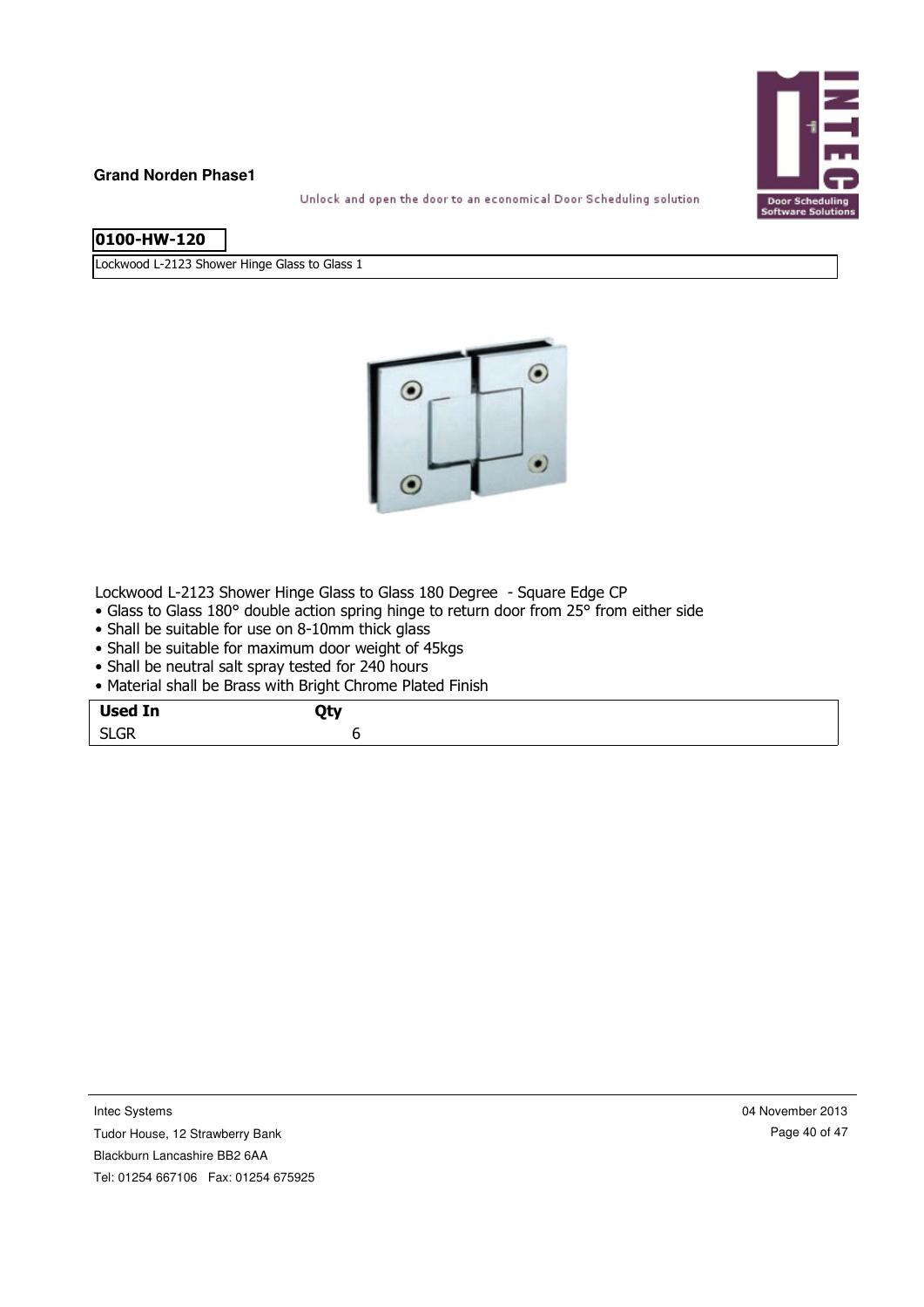**0100-HW-120**

Lockwood L-2123 Shower Hinge Glass to Glass 1

Lockwood L-2123 Shower Hinge Glass to Glass 180 Degree - Square Edge CP

- Glass to Glass 180° double action spring hinge to return door from 25° from either side
- Shall be suitable for use on 8-10mm thick glass
- Shall be suitable for maximum door weight of 45kgs
- Shall be neutral salt spray tested for 240 hours
- Material shall be Brass with Bright Chrome Plated Finish

| Used In | Qty |
|---|---|
| SLGR | 6 |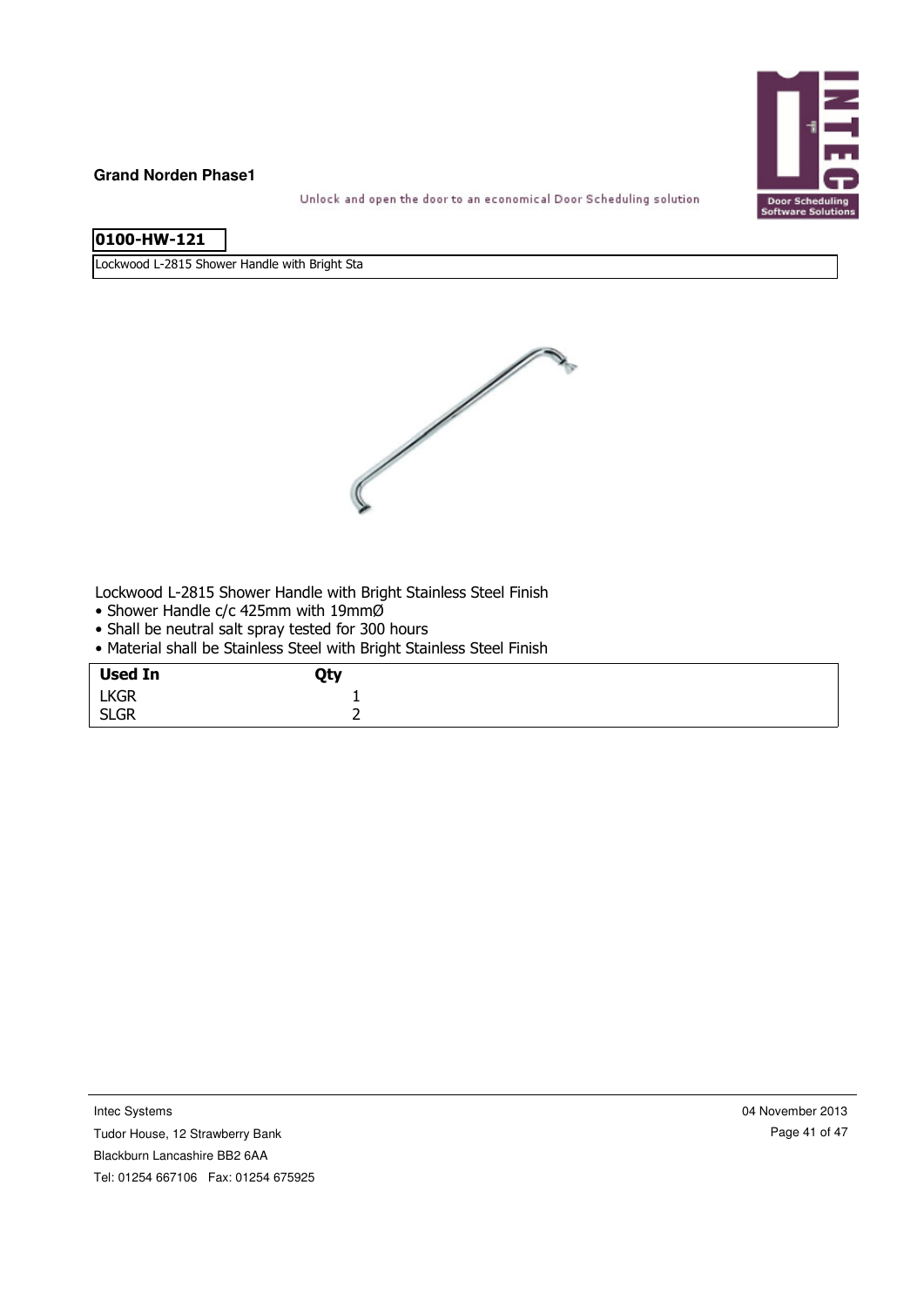## 0100-HW-121

Lockwood L-2815 Shower Handle with Bright Sta

Lockwood L-2815 Shower Handle with Bright Stainless Steel Finish

- Shower Handle c/c 425mm with 19mmØ
- Shall be neutral salt spray tested for 300 hours
- Material shall be Stainless Steel with Bright Stainless Steel Finish

| Used In | Qty |
|---|---|
| LKGR | 1 |
| SLGR | 2 |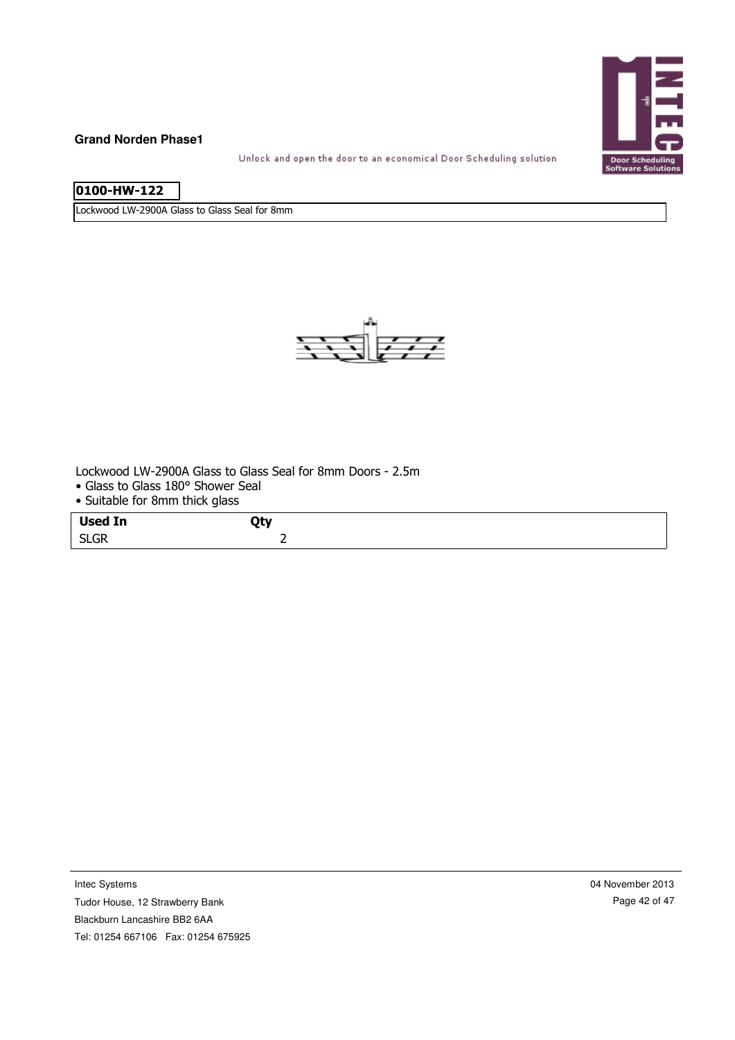**Grand Norden Phase1**

Unlock and open the door to an economical Door Scheduling solution

**0100-HW-122**

Lockwood LW-2900A Glass to Glass Seal for 8mm

Lockwood LW-2900A Glass to Glass Seal for 8mm Doors - 2.5m
- Glass to Glass 180° Shower Seal
- Suitable for 8mm thick glass

| **Used In** | **Qty** |
| --- | --- |
| SLGR | 2 |

Intec Systems
Tudor House, 12 Strawberry Bank
Blackburn Lancashire BB2 6AA
Tel: 01254 667106 Fax: 01254 675925

04 November 2013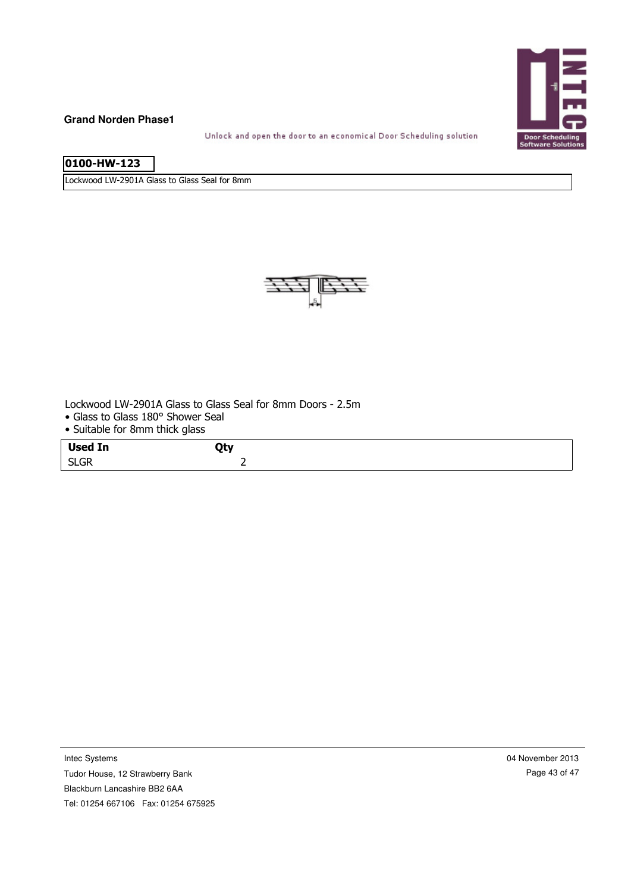**Grand Norden Phase1**

Unlock and open the door to an economical Door Scheduling solution

**0100-HW-123**

Lockwood LW-2901A Glass to Glass Seal for 8mm

Lockwood LW-2901A Glass to Glass Seal for 8mm Doors - 2.5m

- Glass to Glass 180° Shower Seal
- Suitable for 8mm thick glass

| Used In | Qty |
| --- | --- |
| SLGR | 2 |

Intec Systems
Tudor House, 12 Strawberry Bank
Blackburn Lancashire BB2 6AA
Tel: 01254 667106 Fax: 01254 675925

04 November 2013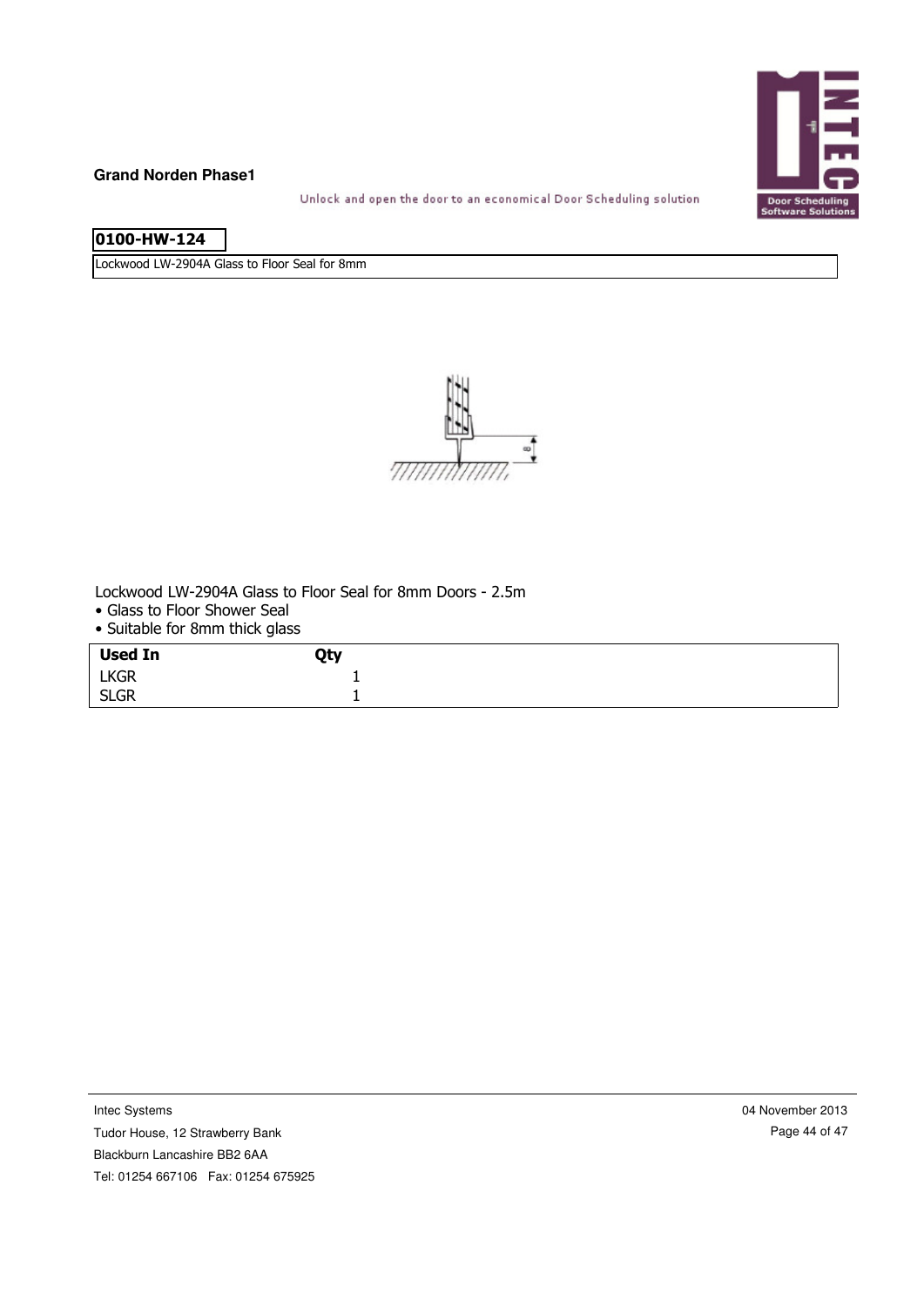**Grand Norden Phase1**

Unlock and open the door to an economical Door Scheduling solution

**0100-HW-124**

Lockwood LW-2904A Glass to Floor Seal for 8mm

Lockwood LW-2904A Glass to Floor Seal for 8mm Doors - 2.5m

- Glass to Floor Shower Seal
- Suitable for 8mm thick glass

| Used In | Qty |
|---|---|
| LKGR | 1 |
| SLGR | 1 |

Intec Systems
Tudor House, 12 Strawberry Bank
Blackburn Lancashire BB2 6AA
Tel: 01254 667106 Fax: 01254 675925

04 November 2013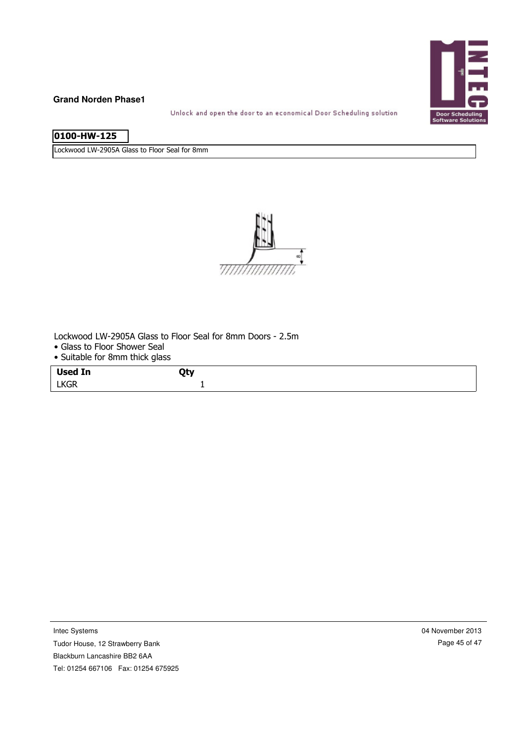**Grand Norden Phase1**

Unlock and open the door to an economical Door Scheduling solution

**0100-HW-125**

Lockwood LW-2905A Glass to Floor Seal for 8mm

Lockwood LW-2905A Glass to Floor Seal for 8mm Doors - 2.5m

- Glass to Floor Shower Seal
- Suitable for 8mm thick glass

| Used In | Qty |
|---|---|
| LKGR | 1 |

Intec Systems
Tudor House, 12 Strawberry Bank
Blackburn Lancashire BB2 6AA
Tel: 01254 667106 Fax: 01254 675925

04 November 2013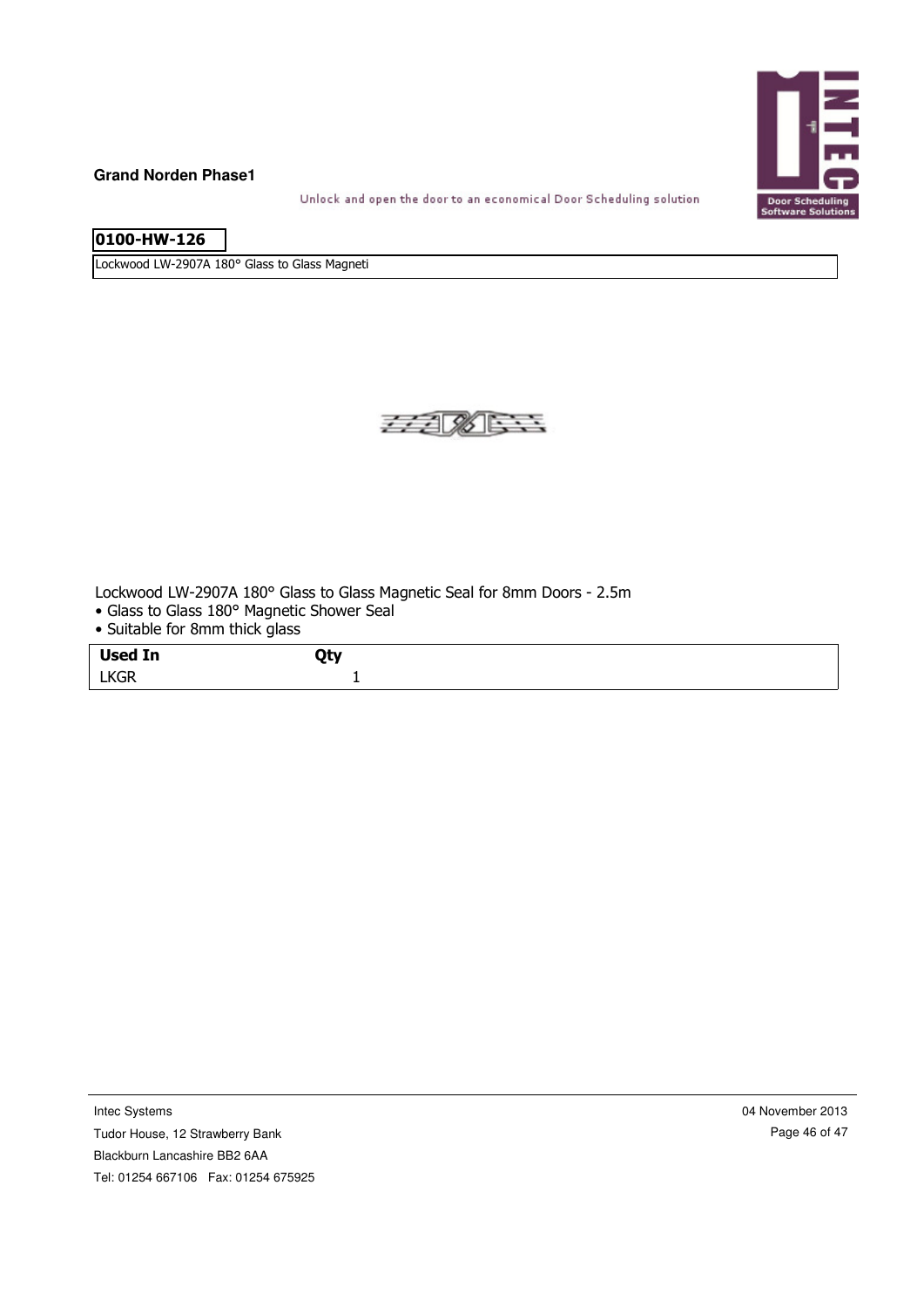**Grand Norden Phase1**

Unlock and open the door to an economical Door Scheduling solution

**0100-HW-126**

Lockwood LW-2907A 180° Glass to Glass Magneti

Lockwood LW-2907A 180° Glass to Glass Magnetic Seal for 8mm Doors - 2.5m

- Glass to Glass 180° Magnetic Shower Seal
- Suitable for 8mm thick glass

| Used In | Qty |
| --- | --- |
| LKGR | 1 |

Intec Systems
Tudor House, 12 Strawberry Bank
Blackburn Lancashire BB2 6AA
Tel: 01254 667106   Fax: 01254 675925

04 November 2013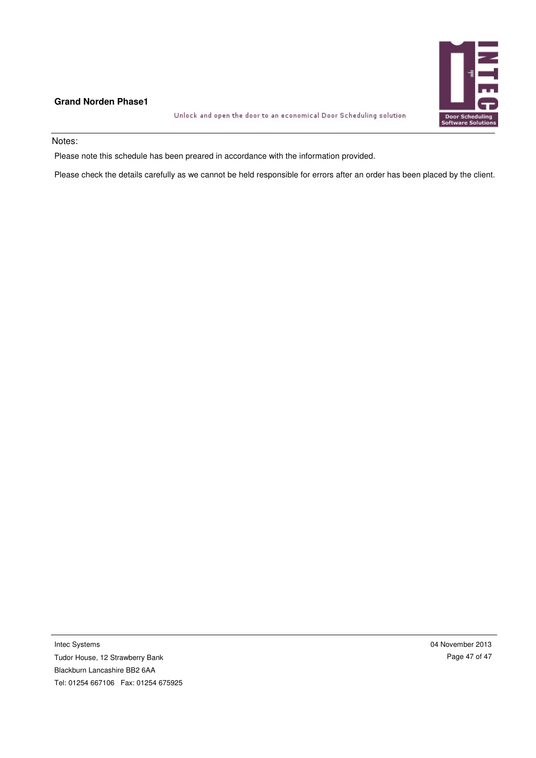Notes:

Please note this schedule has been preared in accordance with the information provided.

Please check the details carefully as we cannot be held responsible for errors after an order has been placed by the client.